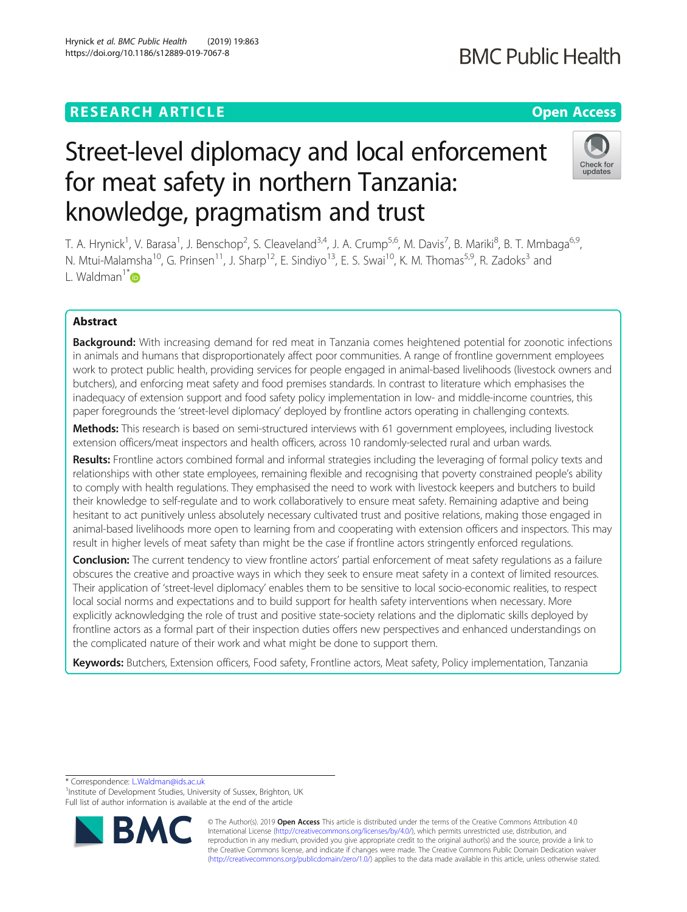RESEARCH ARTICLE

Open Access

# Street-level diplomacy and local enforcement for meat safety in northern Tanzania: knowledge, pragmatism and trust

T. A. Hrynick[1], V. Barasa[1], J. Benschop[2], S. Cleaveland[3,4], J. A. Crump[5,6], M. Davis[7], B. Mariki[8], B. T. Mmbaga[6,9], N. Mtui-Malamsha[10], G. Prinsen[11], J. Sharp[12], E. Sindiyo[13], E. S. Swai[10], K. M. Thomas[5,9], R. Zadoks[3] and L. Waldman[1*]

## Abstract

**Background:** With increasing demand for red meat in Tanzania comes heightened potential for zoonotic infections in animals and humans that disproportionately affect poor communities. A range of frontline government employees work to protect public health, providing services for people engaged in animal-based livelihoods (livestock owners and butchers), and enforcing meat safety and food premises standards. In contrast to literature which emphasises the inadequacy of extension support and food safety policy implementation in low- and middle-income countries, this paper foregrounds the 'street-level diplomacy' deployed by frontline actors operating in challenging contexts.

**Methods:** This research is based on semi-structured interviews with 61 government employees, including livestock extension officers/meat inspectors and health officers, across 10 randomly-selected rural and urban wards.

**Results:** Frontline actors combined formal and informal strategies including the leveraging of formal policy texts and relationships with other state employees, remaining flexible and recognising that poverty constrained people's ability to comply with health regulations. They emphasised the need to work with livestock keepers and butchers to build their knowledge to self-regulate and to work collaboratively to ensure meat safety. Remaining adaptive and being hesitant to act punitively unless absolutely necessary cultivated trust and positive relations, making those engaged in animal-based livelihoods more open to learning from and cooperating with extension officers and inspectors. This may result in higher levels of meat safety than might be the case if frontline actors stringently enforced regulations.

**Conclusion:** The current tendency to view frontline actors' partial enforcement of meat safety regulations as a failure obscures the creative and proactive ways in which they seek to ensure meat safety in a context of limited resources. Their application of 'street-level diplomacy' enables them to be sensitive to local socio-economic realities, to respect local social norms and expectations and to build support for health safety interventions when necessary. More explicitly acknowledging the role of trust and positive state-society relations and the diplomatic skills deployed by frontline actors as a formal part of their inspection duties offers new perspectives and enhanced understandings on the complicated nature of their work and what might be done to support them.

**Keywords:** Butchers, Extension officers, Food safety, Frontline actors, Meat safety, Policy implementation, Tanzania

\* Correspondence: L.Waldman@ids.ac.uk
[1]Institute of Development Studies, University of Sussex, Brighton, UK
Full list of author information is available at the end of the article

© The Author(s). 2019 **Open Access** This article is distributed under the terms of the Creative Commons Attribution 4.0 International License (http://creativecommons.org/licenses/by/4.0/), which permits unrestricted use, distribution, and reproduction in any medium, provided you give appropriate credit to the original author(s) and the source, provide a link to the Creative Commons license, and indicate if changes were made. The Creative Commons Public Domain Dedication waiver (http://creativecommons.org/publicdomain/zero/1.0/) applies to the data made available in this article, unless otherwise stated.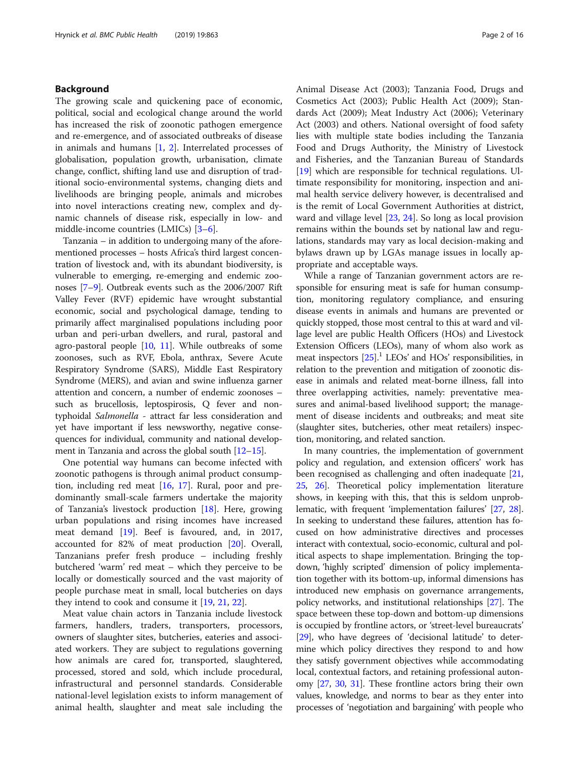## Background

The growing scale and quickening pace of economic, political, social and ecological change around the world has increased the risk of zoonotic pathogen emergence and re-emergence, and of associated outbreaks of disease in animals and humans [1, 2]. Interrelated processes of globalisation, population growth, urbanisation, climate change, conflict, shifting land use and disruption of traditional socio-environmental systems, changing diets and livelihoods are bringing people, animals and microbes into novel interactions creating new, complex and dynamic channels of disease risk, especially in low- and middle-income countries (LMICs) [3–6].

Tanzania – in addition to undergoing many of the aforementioned processes – hosts Africa's third largest concentration of livestock and, with its abundant biodiversity, is vulnerable to emerging, re-emerging and endemic zoonoses [7–9]. Outbreak events such as the 2006/2007 Rift Valley Fever (RVF) epidemic have wrought substantial economic, social and psychological damage, tending to primarily affect marginalised populations including poor urban and peri-urban dwellers, and rural, pastoral and agro-pastoral people [10, 11]. While outbreaks of some zoonoses, such as RVF, Ebola, anthrax, Severe Acute Respiratory Syndrome (SARS), Middle East Respiratory Syndrome (MERS), and avian and swine influenza garner attention and concern, a number of endemic zoonoses – such as brucellosis, leptospirosis, Q fever and non-typhoidal *Salmonella* - attract far less consideration and yet have important if less newsworthy, negative consequences for individual, community and national development in Tanzania and across the global south [12–15].

One potential way humans can become infected with zoonotic pathogens is through animal product consumption, including red meat [16, 17]. Rural, poor and predominantly small-scale farmers undertake the majority of Tanzania's livestock production [18]. Here, growing urban populations and rising incomes have increased meat demand [19]. Beef is favoured, and, in 2017, accounted for 82% of meat production [20]. Overall, Tanzanians prefer fresh produce – including freshly butchered 'warm' red meat – which they perceive to be locally or domestically sourced and the vast majority of people purchase meat in small, local butcheries on days they intend to cook and consume it [19, 21, 22].

Meat value chain actors in Tanzania include livestock farmers, handlers, traders, transporters, processors, owners of slaughter sites, butcheries, eateries and associated workers. They are subject to regulations governing how animals are cared for, transported, slaughtered, processed, stored and sold, which include procedural, infrastructural and personnel standards. Considerable national-level legislation exists to inform management of animal health, slaughter and meat sale including the Animal Disease Act (2003); Tanzania Food, Drugs and Cosmetics Act (2003); Public Health Act (2009); Standards Act (2009); Meat Industry Act (2006); Veterinary Act (2003) and others. National oversight of food safety lies with multiple state bodies including the Tanzania Food and Drugs Authority, the Ministry of Livestock and Fisheries, and the Tanzanian Bureau of Standards [19] which are responsible for technical regulations. Ultimate responsibility for monitoring, inspection and animal health service delivery however, is decentralised and is the remit of Local Government Authorities at district, ward and village level [23, 24]. So long as local provision remains within the bounds set by national law and regulations, standards may vary as local decision-making and bylaws drawn up by LGAs manage issues in locally appropriate and acceptable ways.

While a range of Tanzanian government actors are responsible for ensuring meat is safe for human consumption, monitoring regulatory compliance, and ensuring disease events in animals and humans are prevented or quickly stopped, those most central to this at ward and village level are public Health Officers (HOs) and Livestock Extension Officers (LEOs), many of whom also work as meat inspectors [25].[1] LEOs' and HOs' responsibilities, in relation to the prevention and mitigation of zoonotic disease in animals and related meat-borne illness, fall into three overlapping activities, namely: preventative measures and animal-based livelihood support; the management of disease incidents and outbreaks; and meat site (slaughter sites, butcheries, other meat retailers) inspection, monitoring, and related sanction.

In many countries, the implementation of government policy and regulation, and extension officers' work has been recognised as challenging and often inadequate [21, 25, 26]. Theoretical policy implementation literature shows, in keeping with this, that this is seldom unproblematic, with frequent 'implementation failures' [27, 28]. In seeking to understand these failures, attention has focused on how administrative directives and processes interact with contextual, socio-economic, cultural and political aspects to shape implementation. Bringing the top-down, 'highly scripted' dimension of policy implementation together with its bottom-up, informal dimensions has introduced new emphasis on governance arrangements, policy networks, and institutional relationships [27]. The space between these top-down and bottom-up dimensions is occupied by frontline actors, or 'street-level bureaucrats' [29], who have degrees of 'decisional latitude' to determine which policy directives they respond to and how they satisfy government objectives while accommodating local, contextual factors, and retaining professional autonomy [27, 30, 31]. These frontline actors bring their own values, knowledge, and norms to bear as they enter into processes of 'negotiation and bargaining' with people who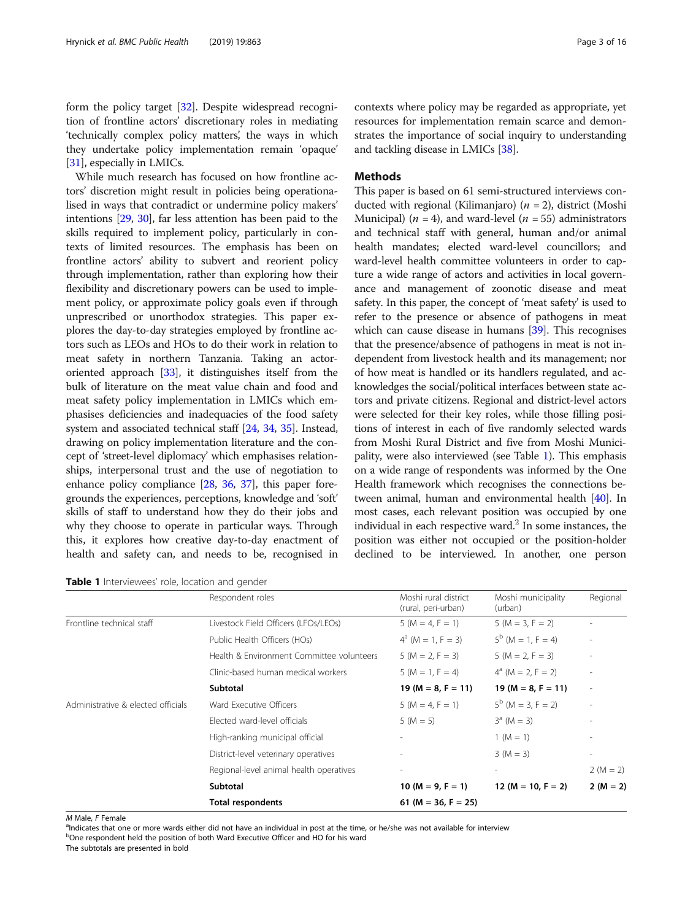form the policy target [32]. Despite widespread recognition of frontline actors' discretionary roles in mediating 'technically complex policy matters', the ways in which they undertake policy implementation remain 'opaque' [31], especially in LMICs.

While much research has focused on how frontline actors' discretion might result in policies being operationalised in ways that contradict or undermine policy makers' intentions [29, 30], far less attention has been paid to the skills required to implement policy, particularly in contexts of limited resources. The emphasis has been on frontline actors' ability to subvert and reorient policy through implementation, rather than exploring how their flexibility and discretionary powers can be used to implement policy, or approximate policy goals even if through unprescribed or unorthodox strategies. This paper explores the day-to-day strategies employed by frontline actors such as LEOs and HOs to do their work in relation to meat safety in northern Tanzania. Taking an actor-oriented approach [33], it distinguishes itself from the bulk of literature on the meat value chain and food and meat safety policy implementation in LMICs which emphasises deficiencies and inadequacies of the food safety system and associated technical staff [24, 34, 35]. Instead, drawing on policy implementation literature and the concept of 'street-level diplomacy' which emphasises relationships, interpersonal trust and the use of negotiation to enhance policy compliance [28, 36, 37], this paper foregrounds the experiences, perceptions, knowledge and 'soft' skills of staff to understand how they do their jobs and why they choose to operate in particular ways. Through this, it explores how creative day-to-day enactment of health and safety can, and needs to be, recognised in contexts where policy may be regarded as appropriate, yet resources for implementation remain scarce and demonstrates the importance of social inquiry to understanding and tackling disease in LMICs [38].

## Methods

This paper is based on 61 semi-structured interviews conducted with regional (Kilimanjaro) ($n$ = 2), district (Moshi Municipal) ($n$ = 4), and ward-level ($n$ = 55) administrators and technical staff with general, human and/or animal health mandates; elected ward-level councillors; and ward-level health committee volunteers in order to capture a wide range of actors and activities in local governance and management of zoonotic disease and meat safety. In this paper, the concept of 'meat safety' is used to refer to the presence or absence of pathogens in meat which can cause disease in humans [39]. This recognises that the presence/absence of pathogens in meat is not independent from livestock health and its management; nor of how meat is handled or its handlers regulated, and acknowledges the social/political interfaces between state actors and private citizens. Regional and district-level actors were selected for their key roles, while those filling positions of interest in each of five randomly selected wards from Moshi Rural District and five from Moshi Municipality, were also interviewed (see Table 1). This emphasis on a wide range of respondents was informed by the One Health framework which recognises the connections between animal, human and environmental health [40]. In most cases, each relevant position was occupied by one individual in each respective ward.[2] In some instances, the position was either not occupied or the position-holder declined to be interviewed. In another, one person

**Table 1** Interviewees' role, location and gender

| | Respondent roles | Moshi rural district (rural, peri-urban) | Moshi municipality (urban) | Regional |
|---|---|---|---|---|
| Frontline technical staff | Livestock Field Officers (LFOs/LEOs) | 5 (M = 4, F = 1) | 5 (M = 3, F = 2) | - |
| | Public Health Officers (HOs) | 4[a] (M = 1, F = 3) | 5[b] (M = 1, F = 4) | - |
| | Health & Environment Committee volunteers | 5 (M = 2, F = 3) | 5 (M = 2, F = 3) | - |
| | Clinic-based human medical workers | 5 (M = 1, F = 4) | 4[a] (M = 2, F = 2) | - |
| | **Subtotal** | **19 (M = 8, F = 11)** | **19 (M = 8, F = 11)** | - |
| Administrative & elected officials | Ward Executive Officers | 5 (M = 4, F = 1) | 5[b] (M = 3, F = 2) | - |
| | Elected ward-level officials | 5 (M = 5) | 3[a] (M = 3) | - |
| | High-ranking municipal official | - | 1 (M = 1) | - |
| | District-level veterinary operatives | - | 3 (M = 3) | - |
| | Regional-level animal health operatives | - | - | 2 (M = 2) |
| | **Subtotal** | **10 (M = 9, F = 1)** | **12 (M = 10, F = 2)** | **2 (M = 2)** |
| | **Total respondents** | **61 (M = 36, F = 25)** | | |

*M* Male, *F* Female
[a]Indicates that one or more wards either did not have an individual in post at the time, or he/she was not available for interview
[b]One respondent held the position of both Ward Executive Officer and HO for his ward
The subtotals are presented in bold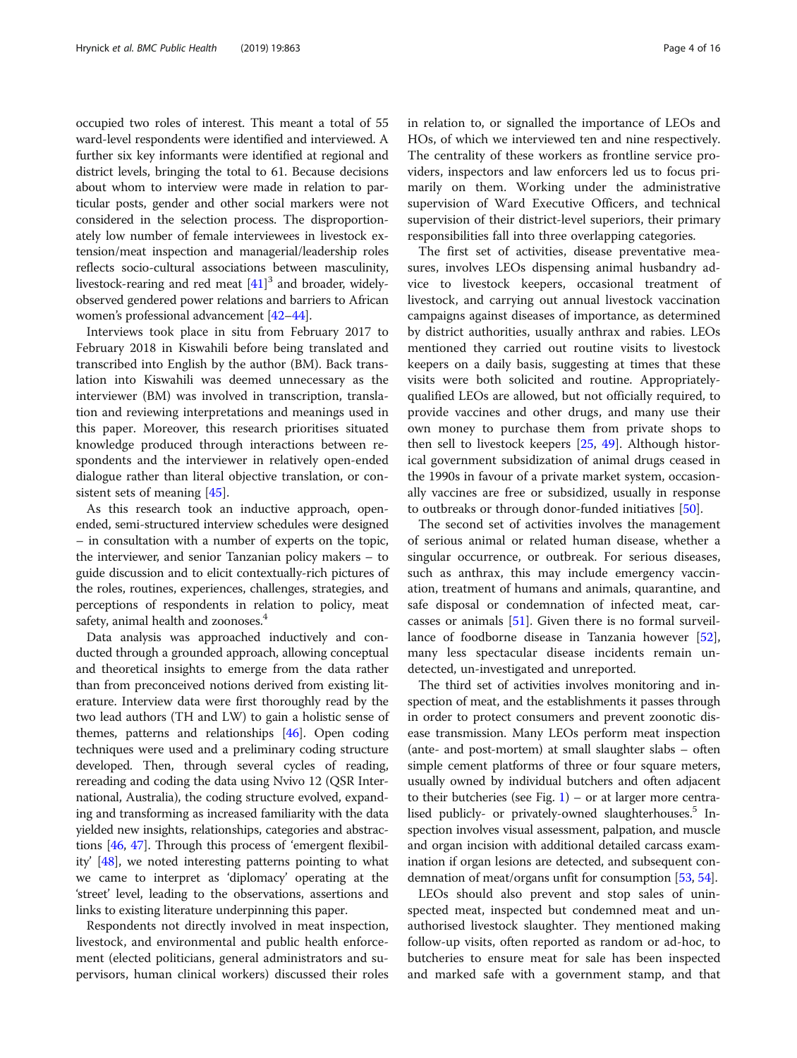occupied two roles of interest. This meant a total of 55 ward-level respondents were identified and interviewed. A further six key informants were identified at regional and district levels, bringing the total to 61. Because decisions about whom to interview were made in relation to particular posts, gender and other social markers were not considered in the selection process. The disproportionately low number of female interviewees in livestock extension/meat inspection and managerial/leadership roles reflects socio-cultural associations between masculinity, livestock-rearing and red meat [41][3] and broader, widely-observed gendered power relations and barriers to African women's professional advancement [42–44].

Interviews took place in situ from February 2017 to February 2018 in Kiswahili before being translated and transcribed into English by the author (BM). Back translation into Kiswahili was deemed unnecessary as the interviewer (BM) was involved in transcription, translation and reviewing interpretations and meanings used in this paper. Moreover, this research prioritises situated knowledge produced through interactions between respondents and the interviewer in relatively open-ended dialogue rather than literal objective translation, or consistent sets of meaning [45].

As this research took an inductive approach, open-ended, semi-structured interview schedules were designed – in consultation with a number of experts on the topic, the interviewer, and senior Tanzanian policy makers – to guide discussion and to elicit contextually-rich pictures of the roles, routines, experiences, challenges, strategies, and perceptions of respondents in relation to policy, meat safety, animal health and zoonoses.[4]

Data analysis was approached inductively and conducted through a grounded approach, allowing conceptual and theoretical insights to emerge from the data rather than from preconceived notions derived from existing literature. Interview data were first thoroughly read by the two lead authors (TH and LW) to gain a holistic sense of themes, patterns and relationships [46]. Open coding techniques were used and a preliminary coding structure developed. Then, through several cycles of reading, rereading and coding the data using Nvivo 12 (QSR International, Australia), the coding structure evolved, expanding and transforming as increased familiarity with the data yielded new insights, relationships, categories and abstractions [46, 47]. Through this process of 'emergent flexibility' [48], we noted interesting patterns pointing to what we came to interpret as 'diplomacy' operating at the 'street' level, leading to the observations, assertions and links to existing literature underpinning this paper.

Respondents not directly involved in meat inspection, livestock, and environmental and public health enforcement (elected politicians, general administrators and supervisors, human clinical workers) discussed their roles in relation to, or signalled the importance of LEOs and HOs, of which we interviewed ten and nine respectively. The centrality of these workers as frontline service providers, inspectors and law enforcers led us to focus primarily on them. Working under the administrative supervision of Ward Executive Officers, and technical supervision of their district-level superiors, their primary responsibilities fall into three overlapping categories.

The first set of activities, disease preventative measures, involves LEOs dispensing animal husbandry advice to livestock keepers, occasional treatment of livestock, and carrying out annual livestock vaccination campaigns against diseases of importance, as determined by district authorities, usually anthrax and rabies. LEOs mentioned they carried out routine visits to livestock keepers on a daily basis, suggesting at times that these visits were both solicited and routine. Appropriately-qualified LEOs are allowed, but not officially required, to provide vaccines and other drugs, and many use their own money to purchase them from private shops to then sell to livestock keepers [25, 49]. Although historical government subsidization of animal drugs ceased in the 1990s in favour of a private market system, occasionally vaccines are free or subsidized, usually in response to outbreaks or through donor-funded initiatives [50].

The second set of activities involves the management of serious animal or related human disease, whether a singular occurrence, or outbreak. For serious diseases, such as anthrax, this may include emergency vaccination, treatment of humans and animals, quarantine, and safe disposal or condemnation of infected meat, carcasses or animals [51]. Given there is no formal surveillance of foodborne disease in Tanzania however [52], many less spectacular disease incidents remain undetected, un-investigated and unreported.

The third set of activities involves monitoring and inspection of meat, and the establishments it passes through in order to protect consumers and prevent zoonotic disease transmission. Many LEOs perform meat inspection (ante- and post-mortem) at small slaughter slabs – often simple cement platforms of three or four square meters, usually owned by individual butchers and often adjacent to their butcheries (see Fig. 1) – or at larger more centralised publicly- or privately-owned slaughterhouses.[5] Inspection involves visual assessment, palpation, and muscle and organ incision with additional detailed carcass examination if organ lesions are detected, and subsequent condemnation of meat/organs unfit for consumption [53, 54].

LEOs should also prevent and stop sales of uninspected meat, inspected but condemned meat and unauthorised livestock slaughter. They mentioned making follow-up visits, often reported as random or ad-hoc, to butcheries to ensure meat for sale has been inspected and marked safe with a government stamp, and that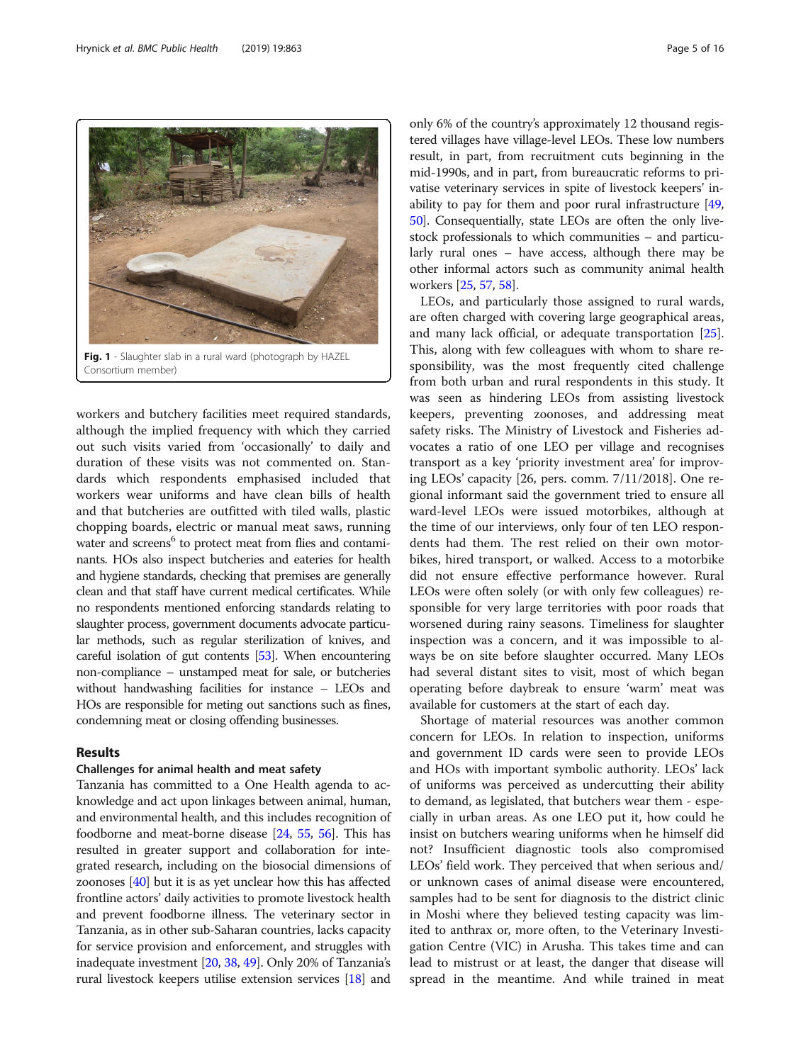Fig. 1 - Slaughter slab in a rural ward (photograph by HAZEL Consortium member)

workers and butchery facilities meet required standards, although the implied frequency with which they carried out such visits varied from 'occasionally' to daily and duration of these visits was not commented on. Standards which respondents emphasised included that workers wear uniforms and have clean bills of health and that butcheries are outfitted with tiled walls, plastic chopping boards, electric or manual meat saws, running water and screens[6] to protect meat from flies and contaminants. HOs also inspect butcheries and eateries for health and hygiene standards, checking that premises are generally clean and that staff have current medical certificates. While no respondents mentioned enforcing standards relating to slaughter process, government documents advocate particular methods, such as regular sterilization of knives, and careful isolation of gut contents [53]. When encountering non-compliance – unstamped meat for sale, or butcheries without handwashing facilities for instance – LEOs and HOs are responsible for meting out sanctions such as fines, condemning meat or closing offending businesses.

## Results

### Challenges for animal health and meat safety

Tanzania has committed to a One Health agenda to acknowledge and act upon linkages between animal, human, and environmental health, and this includes recognition of foodborne and meat-borne disease [24, 55, 56]. This has resulted in greater support and collaboration for integrated research, including on the biosocial dimensions of zoonoses [40] but it is as yet unclear how this has affected frontline actors' daily activities to promote livestock health and prevent foodborne illness. The veterinary sector in Tanzania, as in other sub-Saharan countries, lacks capacity for service provision and enforcement, and struggles with inadequate investment [20, 38, 49]. Only 20% of Tanzania's rural livestock keepers utilise extension services [18] and only 6% of the country's approximately 12 thousand registered villages have village-level LEOs. These low numbers result, in part, from recruitment cuts beginning in the mid-1990s, and in part, from bureaucratic reforms to privatise veterinary services in spite of livestock keepers' inability to pay for them and poor rural infrastructure [49, 50]. Consequentially, state LEOs are often the only livestock professionals to which communities – and particularly rural ones – have access, although there may be other informal actors such as community animal health workers [25, 57, 58].

LEOs, and particularly those assigned to rural wards, are often charged with covering large geographical areas, and many lack official, or adequate transportation [25]. This, along with few colleagues with whom to share responsibility, was the most frequently cited challenge from both urban and rural respondents in this study. It was seen as hindering LEOs from assisting livestock keepers, preventing zoonoses, and addressing meat safety risks. The Ministry of Livestock and Fisheries advocates a ratio of one LEO per village and recognises transport as a key 'priority investment area' for improving LEOs' capacity [26, pers. comm. 7/11/2018]. One regional informant said the government tried to ensure all ward-level LEOs were issued motorbikes, although at the time of our interviews, only four of ten LEO respondents had them. The rest relied on their own motorbikes, hired transport, or walked. Access to a motorbike did not ensure effective performance however. Rural LEOs were often solely (or with only few colleagues) responsible for very large territories with poor roads that worsened during rainy seasons. Timeliness for slaughter inspection was a concern, and it was impossible to always be on site before slaughter occurred. Many LEOs had several distant sites to visit, most of which began operating before daybreak to ensure 'warm' meat was available for customers at the start of each day.

Shortage of material resources was another common concern for LEOs. In relation to inspection, uniforms and government ID cards were seen to provide LEOs and HOs with important symbolic authority. LEOs' lack of uniforms was perceived as undercutting their ability to demand, as legislated, that butchers wear them - especially in urban areas. As one LEO put it, how could he insist on butchers wearing uniforms when he himself did not? Insufficient diagnostic tools also compromised LEOs' field work. They perceived that when serious and/or unknown cases of animal disease were encountered, samples had to be sent for diagnosis to the district clinic in Moshi where they believed testing capacity was limited to anthrax or, more often, to the Veterinary Investigation Centre (VIC) in Arusha. This takes time and can lead to mistrust or at least, the danger that disease will spread in the meantime. And while trained in meat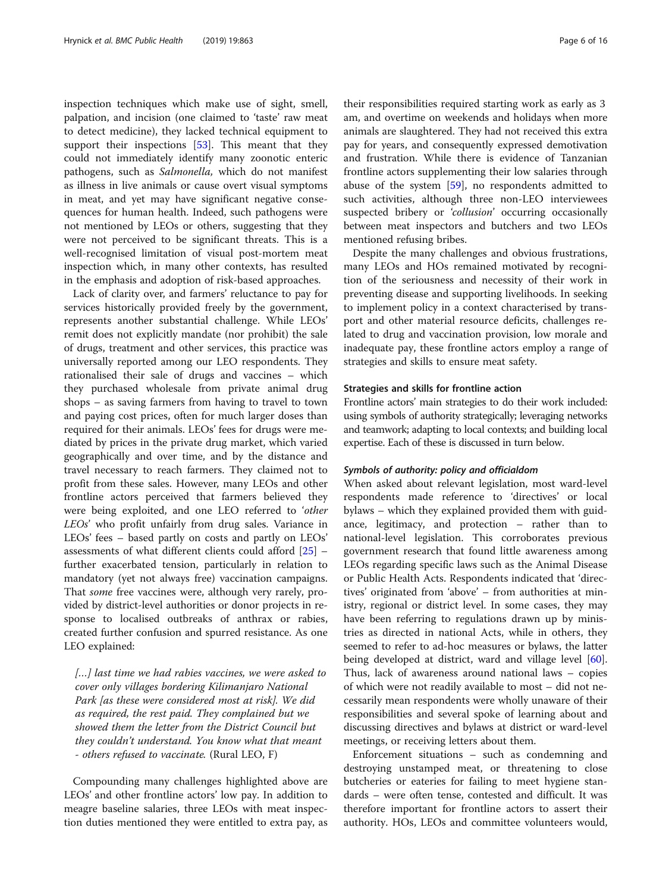inspection techniques which make use of sight, smell, palpation, and incision (one claimed to 'taste' raw meat to detect medicine), they lacked technical equipment to support their inspections [53]. This meant that they could not immediately identify many zoonotic enteric pathogens, such as *Salmonella,* which do not manifest as illness in live animals or cause overt visual symptoms in meat, and yet may have significant negative consequences for human health. Indeed, such pathogens were not mentioned by LEOs or others, suggesting that they were not perceived to be significant threats. This is a well-recognised limitation of visual post-mortem meat inspection which, in many other contexts, has resulted in the emphasis and adoption of risk-based approaches.

Lack of clarity over, and farmers' reluctance to pay for services historically provided freely by the government, represents another substantial challenge. While LEOs' remit does not explicitly mandate (nor prohibit) the sale of drugs, treatment and other services, this practice was universally reported among our LEO respondents. They rationalised their sale of drugs and vaccines – which they purchased wholesale from private animal drug shops – as saving farmers from having to travel to town and paying cost prices, often for much larger doses than required for their animals. LEOs' fees for drugs were mediated by prices in the private drug market, which varied geographically and over time, and by the distance and travel necessary to reach farmers. They claimed not to profit from these sales. However, many LEOs and other frontline actors perceived that farmers believed they were being exploited, and one LEO referred to '*other LEOs*' who profit unfairly from drug sales. Variance in LEOs' fees – based partly on costs and partly on LEOs' assessments of what different clients could afford [25] – further exacerbated tension, particularly in relation to mandatory (yet not always free) vaccination campaigns. That *some* free vaccines were, although very rarely, provided by district-level authorities or donor projects in response to localised outbreaks of anthrax or rabies, created further confusion and spurred resistance. As one LEO explained:

> *[…] last time we had rabies vaccines, we were asked to cover only villages bordering Kilimanjaro National Park [as these were considered most at risk]. We did as required, the rest paid. They complained but we showed them the letter from the District Council but they couldn't understand. You know what that meant - others refused to vaccinate.* (Rural LEO, F)

Compounding many challenges highlighted above are LEOs' and other frontline actors' low pay. In addition to meagre baseline salaries, three LEOs with meat inspection duties mentioned they were entitled to extra pay, as their responsibilities required starting work as early as 3 am, and overtime on weekends and holidays when more animals are slaughtered. They had not received this extra pay for years, and consequently expressed demotivation and frustration. While there is evidence of Tanzanian frontline actors supplementing their low salaries through abuse of the system [59], no respondents admitted to such activities, although three non-LEO interviewees suspected bribery or '*collusion*' occurring occasionally between meat inspectors and butchers and two LEOs mentioned refusing bribes.

Despite the many challenges and obvious frustrations, many LEOs and HOs remained motivated by recognition of the seriousness and necessity of their work in preventing disease and supporting livelihoods. In seeking to implement policy in a context characterised by transport and other material resource deficits, challenges related to drug and vaccination provision, low morale and inadequate pay, these frontline actors employ a range of strategies and skills to ensure meat safety.

### Strategies and skills for frontline action

Frontline actors' main strategies to do their work included: using symbols of authority strategically; leveraging networks and teamwork; adapting to local contexts; and building local expertise. Each of these is discussed in turn below.

#### *Symbols of authority: policy and officialdom*

When asked about relevant legislation, most ward-level respondents made reference to 'directives' or local bylaws – which they explained provided them with guidance, legitimacy, and protection – rather than to national-level legislation. This corroborates previous government research that found little awareness among LEOs regarding specific laws such as the Animal Disease or Public Health Acts. Respondents indicated that 'directives' originated from 'above' – from authorities at ministry, regional or district level. In some cases, they may have been referring to regulations drawn up by ministries as directed in national Acts, while in others, they seemed to refer to ad-hoc measures or bylaws, the latter being developed at district, ward and village level [60]. Thus, lack of awareness around national laws – copies of which were not readily available to most – did not necessarily mean respondents were wholly unaware of their responsibilities and several spoke of learning about and discussing directives and bylaws at district or ward-level meetings, or receiving letters about them.

Enforcement situations – such as condemning and destroying unstamped meat, or threatening to close butcheries or eateries for failing to meet hygiene standards – were often tense, contested and difficult. It was therefore important for frontline actors to assert their authority. HOs, LEOs and committee volunteers would,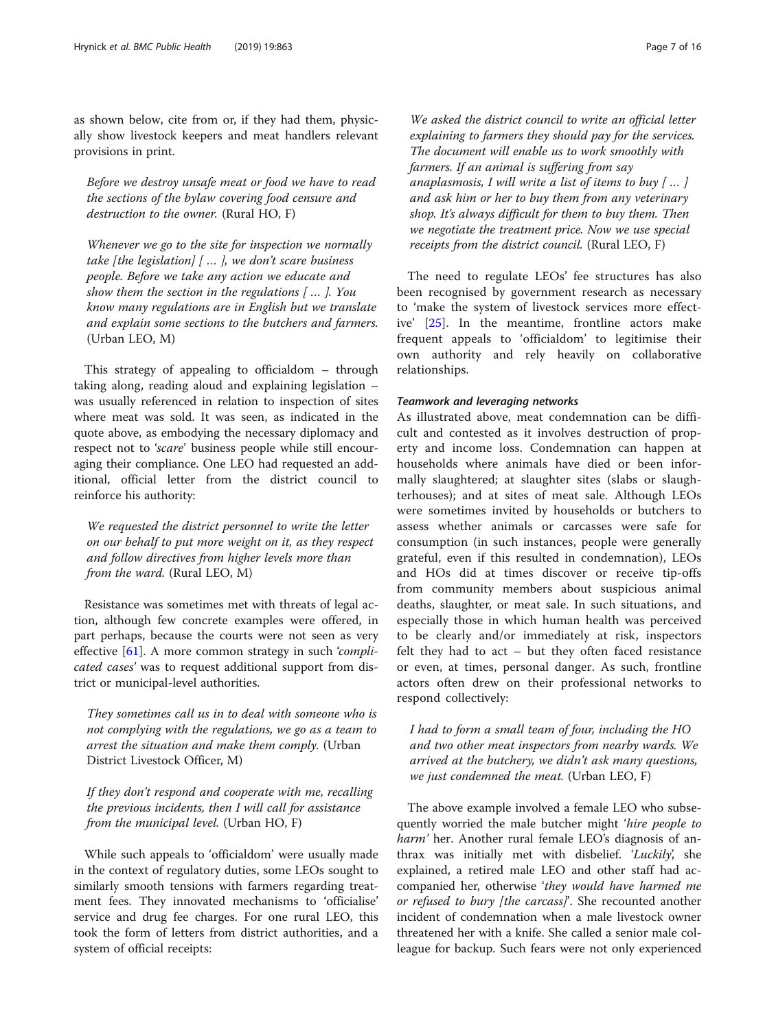as shown below, cite from or, if they had them, physically show livestock keepers and meat handlers relevant provisions in print.

> *Before we destroy unsafe meat or food we have to read the sections of the bylaw covering food censure and destruction to the owner.* (Rural HO, F)

> *Whenever we go to the site for inspection we normally take [the legislation] [ … ], we don't scare business people. Before we take any action we educate and show them the section in the regulations [ … ]. You know many regulations are in English but we translate and explain some sections to the butchers and farmers.* (Urban LEO, M)

This strategy of appealing to officialdom – through taking along, reading aloud and explaining legislation – was usually referenced in relation to inspection of sites where meat was sold. It was seen, as indicated in the quote above, as embodying the necessary diplomacy and respect not to '*scare*' business people while still encouraging their compliance. One LEO had requested an additional, official letter from the district council to reinforce his authority:

> *We requested the district personnel to write the letter on our behalf to put more weight on it, as they respect and follow directives from higher levels more than from the ward.* (Rural LEO, M)

Resistance was sometimes met with threats of legal action, although few concrete examples were offered, in part perhaps, because the courts were not seen as very effective [61]. A more common strategy in such '*complicated cases*' was to request additional support from district or municipal-level authorities.

> *They sometimes call us in to deal with someone who is not complying with the regulations, we go as a team to arrest the situation and make them comply.* (Urban District Livestock Officer, M)

> *If they don't respond and cooperate with me, recalling the previous incidents, then I will call for assistance from the municipal level.* (Urban HO, F)

While such appeals to 'officialdom' were usually made in the context of regulatory duties, some LEOs sought to similarly smooth tensions with farmers regarding treatment fees. They innovated mechanisms to 'officialise' service and drug fee charges. For one rural LEO, this took the form of letters from district authorities, and a system of official receipts:

> *We asked the district council to write an official letter explaining to farmers they should pay for the services. The document will enable us to work smoothly with farmers. If an animal is suffering from say anaplasmosis, I will write a list of items to buy [ … ] and ask him or her to buy them from any veterinary shop. It's always difficult for them to buy them. Then we negotiate the treatment price. Now we use special receipts from the district council.* (Rural LEO, F)

The need to regulate LEOs' fee structures has also been recognised by government research as necessary to 'make the system of livestock services more effective' [25]. In the meantime, frontline actors make frequent appeals to 'officialdom' to legitimise their own authority and rely heavily on collaborative relationships.

#### *Teamwork and leveraging networks*

As illustrated above, meat condemnation can be difficult and contested as it involves destruction of property and income loss. Condemnation can happen at households where animals have died or been informally slaughtered; at slaughter sites (slabs or slaughterhouses); and at sites of meat sale. Although LEOs were sometimes invited by households or butchers to assess whether animals or carcasses were safe for consumption (in such instances, people were generally grateful, even if this resulted in condemnation), LEOs and HOs did at times discover or receive tip-offs from community members about suspicious animal deaths, slaughter, or meat sale. In such situations, and especially those in which human health was perceived to be clearly and/or immediately at risk, inspectors felt they had to act – but they often faced resistance or even, at times, personal danger. As such, frontline actors often drew on their professional networks to respond collectively:

> *I had to form a small team of four, including the HO and two other meat inspectors from nearby wards. We arrived at the butchery, we didn't ask many questions, we just condemned the meat.* (Urban LEO, F)

The above example involved a female LEO who subsequently worried the male butcher might '*hire people to harm*' her. Another rural female LEO's diagnosis of anthrax was initially met with disbelief. '*Luckily*', she explained, a retired male LEO and other staff had accompanied her, otherwise '*they would have harmed me or refused to bury [the carcass]*'. She recounted another incident of condemnation when a male livestock owner threatened her with a knife. She called a senior male colleague for backup. Such fears were not only experienced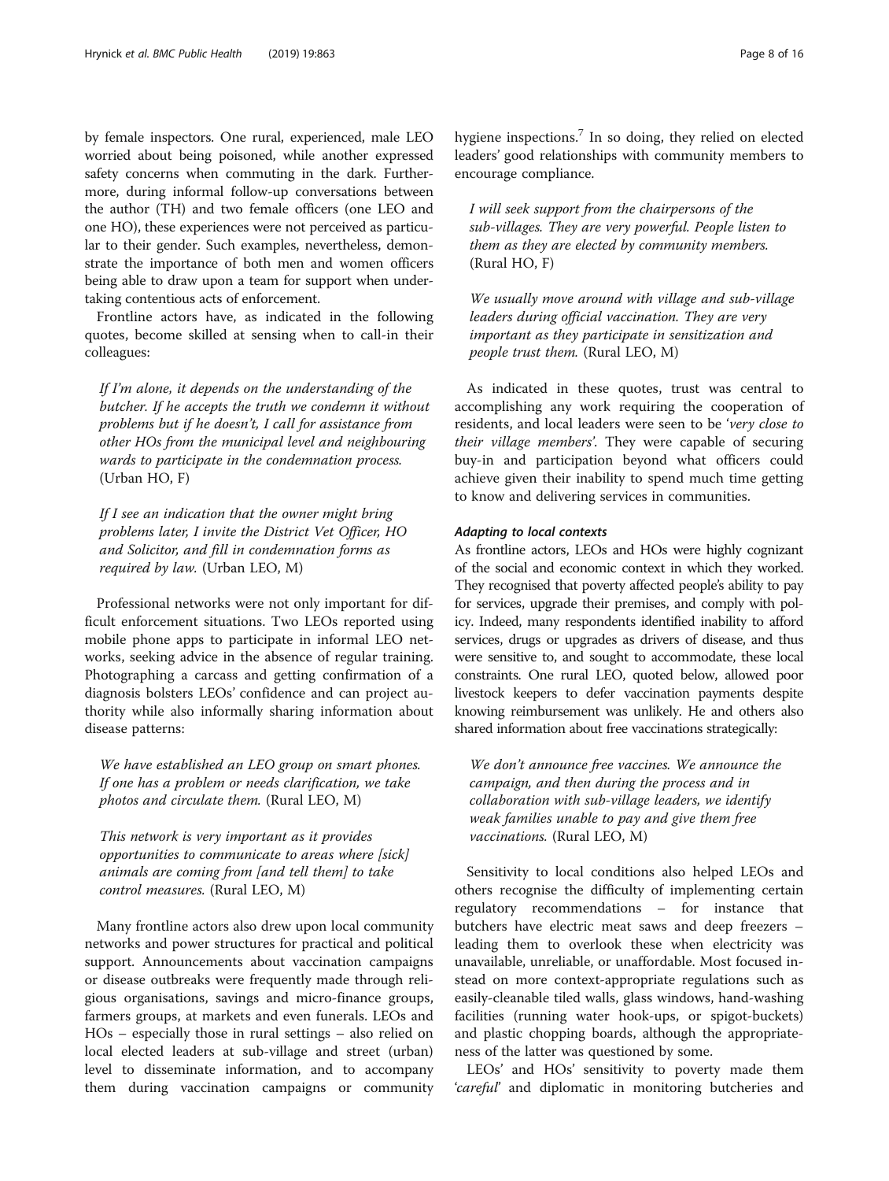by female inspectors. One rural, experienced, male LEO worried about being poisoned, while another expressed safety concerns when commuting in the dark. Furthermore, during informal follow-up conversations between the author (TH) and two female officers (one LEO and one HO), these experiences were not perceived as particular to their gender. Such examples, nevertheless, demonstrate the importance of both men and women officers being able to draw upon a team for support when undertaking contentious acts of enforcement.

Frontline actors have, as indicated in the following quotes, become skilled at sensing when to call-in their colleagues:

> *If I'm alone, it depends on the understanding of the butcher. If he accepts the truth we condemn it without problems but if he doesn't, I call for assistance from other HOs from the municipal level and neighbouring wards to participate in the condemnation process.* (Urban HO, F)

> *If I see an indication that the owner might bring problems later, I invite the District Vet Officer, HO and Solicitor, and fill in condemnation forms as required by law.* (Urban LEO, M)

Professional networks were not only important for difficult enforcement situations. Two LEOs reported using mobile phone apps to participate in informal LEO networks, seeking advice in the absence of regular training. Photographing a carcass and getting confirmation of a diagnosis bolsters LEOs' confidence and can project authority while also informally sharing information about disease patterns:

> *We have established an LEO group on smart phones. If one has a problem or needs clarification, we take photos and circulate them.* (Rural LEO, M)

> *This network is very important as it provides opportunities to communicate to areas where [sick] animals are coming from [and tell them] to take control measures.* (Rural LEO, M)

Many frontline actors also drew upon local community networks and power structures for practical and political support. Announcements about vaccination campaigns or disease outbreaks were frequently made through religious organisations, savings and micro-finance groups, farmers groups, at markets and even funerals. LEOs and HOs – especially those in rural settings – also relied on local elected leaders at sub-village and street (urban) level to disseminate information, and to accompany them during vaccination campaigns or community hygiene inspections.[7] In so doing, they relied on elected leaders' good relationships with community members to encourage compliance.

> *I will seek support from the chairpersons of the sub-villages. They are very powerful. People listen to them as they are elected by community members.* (Rural HO, F)

> *We usually move around with village and sub-village leaders during official vaccination. They are very important as they participate in sensitization and people trust them.* (Rural LEO, M)

As indicated in these quotes, trust was central to accomplishing any work requiring the cooperation of residents, and local leaders were seen to be '*very close to their village members*'. They were capable of securing buy-in and participation beyond what officers could achieve given their inability to spend much time getting to know and delivering services in communities.

#### *Adapting to local contexts*

As frontline actors, LEOs and HOs were highly cognizant of the social and economic context in which they worked. They recognised that poverty affected people's ability to pay for services, upgrade their premises, and comply with policy. Indeed, many respondents identified inability to afford services, drugs or upgrades as drivers of disease, and thus were sensitive to, and sought to accommodate, these local constraints. One rural LEO, quoted below, allowed poor livestock keepers to defer vaccination payments despite knowing reimbursement was unlikely. He and others also shared information about free vaccinations strategically:

> *We don't announce free vaccines. We announce the campaign, and then during the process and in collaboration with sub-village leaders, we identify weak families unable to pay and give them free vaccinations.* (Rural LEO, M)

Sensitivity to local conditions also helped LEOs and others recognise the difficulty of implementing certain regulatory recommendations – for instance that butchers have electric meat saws and deep freezers – leading them to overlook these when electricity was unavailable, unreliable, or unaffordable. Most focused instead on more context-appropriate regulations such as easily-cleanable tiled walls, glass windows, hand-washing facilities (running water hook-ups, or spigot-buckets) and plastic chopping boards, although the appropriateness of the latter was questioned by some.

LEOs' and HOs' sensitivity to poverty made them '*careful*' and diplomatic in monitoring butcheries and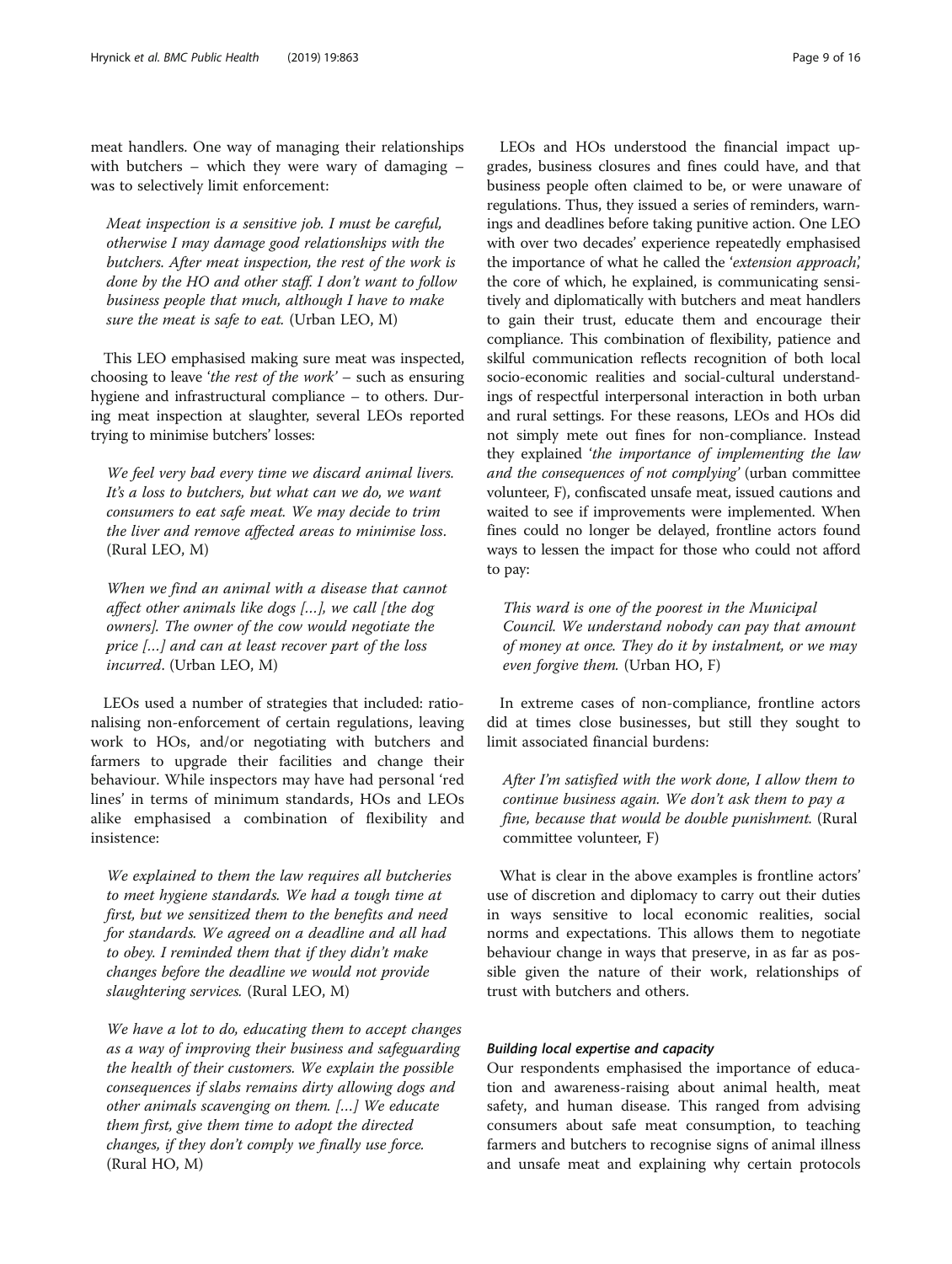meat handlers. One way of managing their relationships with butchers – which they were wary of damaging – was to selectively limit enforcement:

> *Meat inspection is a sensitive job. I must be careful, otherwise I may damage good relationships with the butchers. After meat inspection, the rest of the work is done by the HO and other staff. I don't want to follow business people that much, although I have to make sure the meat is safe to eat.* (Urban LEO, M)

This LEO emphasised making sure meat was inspected, choosing to leave '*the rest of the work*' – such as ensuring hygiene and infrastructural compliance – to others. During meat inspection at slaughter, several LEOs reported trying to minimise butchers' losses:

> *We feel very bad every time we discard animal livers. It's a loss to butchers, but what can we do, we want consumers to eat safe meat. We may decide to trim the liver and remove affected areas to minimise loss.* (Rural LEO, M)

> *When we find an animal with a disease that cannot affect other animals like dogs […], we call [the dog owners]. The owner of the cow would negotiate the price […] and can at least recover part of the loss incurred.* (Urban LEO, M)

LEOs used a number of strategies that included: rationalising non-enforcement of certain regulations, leaving work to HOs, and/or negotiating with butchers and farmers to upgrade their facilities and change their behaviour. While inspectors may have had personal 'red lines' in terms of minimum standards, HOs and LEOs alike emphasised a combination of flexibility and insistence:

> *We explained to them the law requires all butcheries to meet hygiene standards. We had a tough time at first, but we sensitized them to the benefits and need for standards. We agreed on a deadline and all had to obey. I reminded them that if they didn't make changes before the deadline we would not provide slaughtering services.* (Rural LEO, M)

> *We have a lot to do, educating them to accept changes as a way of improving their business and safeguarding the health of their customers. We explain the possible consequences if slabs remains dirty allowing dogs and other animals scavenging on them. […] We educate them first, give them time to adopt the directed changes, if they don't comply we finally use force.* (Rural HO, M)

LEOs and HOs understood the financial impact upgrades, business closures and fines could have, and that business people often claimed to be, or were unaware of regulations. Thus, they issued a series of reminders, warnings and deadlines before taking punitive action. One LEO with over two decades' experience repeatedly emphasised the importance of what he called the '*extension approach*', the core of which, he explained, is communicating sensitively and diplomatically with butchers and meat handlers to gain their trust, educate them and encourage their compliance. This combination of flexibility, patience and skilful communication reflects recognition of both local socio-economic realities and social-cultural understandings of respectful interpersonal interaction in both urban and rural settings. For these reasons, LEOs and HOs did not simply mete out fines for non-compliance. Instead they explained '*the importance of implementing the law and the consequences of not complying*' (urban committee volunteer, F), confiscated unsafe meat, issued cautions and waited to see if improvements were implemented. When fines could no longer be delayed, frontline actors found ways to lessen the impact for those who could not afford to pay:

> *This ward is one of the poorest in the Municipal Council. We understand nobody can pay that amount of money at once. They do it by instalment, or we may even forgive them.* (Urban HO, F)

In extreme cases of non-compliance, frontline actors did at times close businesses, but still they sought to limit associated financial burdens:

> *After I'm satisfied with the work done, I allow them to continue business again. We don't ask them to pay a fine, because that would be double punishment.* (Rural committee volunteer, F)

What is clear in the above examples is frontline actors' use of discretion and diplomacy to carry out their duties in ways sensitive to local economic realities, social norms and expectations. This allows them to negotiate behaviour change in ways that preserve, in as far as possible given the nature of their work, relationships of trust with butchers and others.

#### *Building local expertise and capacity*

Our respondents emphasised the importance of education and awareness-raising about animal health, meat safety, and human disease. This ranged from advising consumers about safe meat consumption, to teaching farmers and butchers to recognise signs of animal illness and unsafe meat and explaining why certain protocols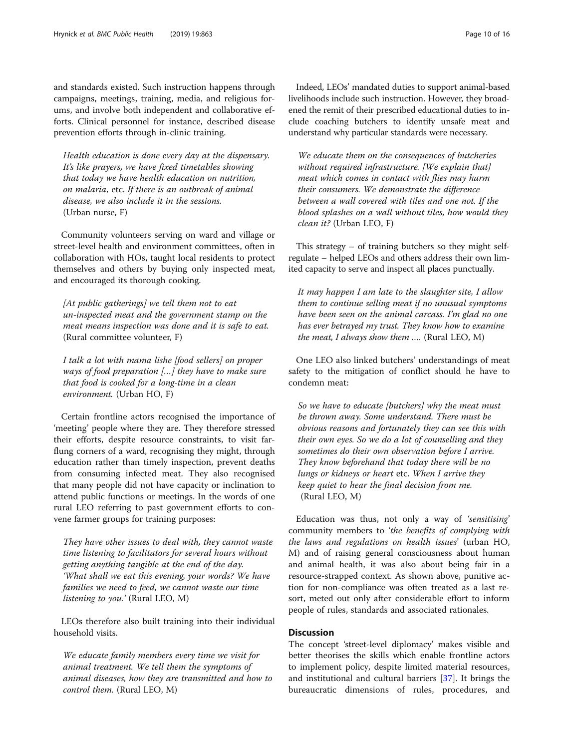and standards existed. Such instruction happens through campaigns, meetings, training, media, and religious forums, and involve both independent and collaborative efforts. Clinical personnel for instance, described disease prevention efforts through in-clinic training.

> *Health education is done every day at the dispensary. It's like prayers, we have fixed timetables showing that today we have health education on nutrition, on malaria,* etc. *If there is an outbreak of animal disease, we also include it in the sessions.* (Urban nurse, F)

Community volunteers serving on ward and village or street-level health and environment committees, often in collaboration with HOs, taught local residents to protect themselves and others by buying only inspected meat, and encouraged its thorough cooking.

> *[At public gatherings] we tell them not to eat un-inspected meat and the government stamp on the meat means inspection was done and it is safe to eat.* (Rural committee volunteer, F)

> *I talk a lot with mama lishe [food sellers] on proper ways of food preparation [...] they have to make sure that food is cooked for a long-time in a clean environment.* (Urban HO, F)

Certain frontline actors recognised the importance of 'meeting' people where they are. They therefore stressed their efforts, despite resource constraints, to visit far-flung corners of a ward, recognising they might, through education rather than timely inspection, prevent deaths from consuming infected meat. They also recognised that many people did not have capacity or inclination to attend public functions or meetings. In the words of one rural LEO referring to past government efforts to convene farmer groups for training purposes:

> *They have other issues to deal with, they cannot waste time listening to facilitators for several hours without getting anything tangible at the end of the day. 'What shall we eat this evening, your words? We have families we need to feed, we cannot waste our time listening to you.'* (Rural LEO, M)

LEOs therefore also built training into their individual household visits.

> *We educate family members every time we visit for animal treatment. We tell them the symptoms of animal diseases, how they are transmitted and how to control them.* (Rural LEO, M)

Indeed, LEOs' mandated duties to support animal-based livelihoods include such instruction. However, they broadened the remit of their prescribed educational duties to include coaching butchers to identify unsafe meat and understand why particular standards were necessary.

> *We educate them on the consequences of butcheries without required infrastructure. [We explain that] meat which comes in contact with flies may harm their consumers. We demonstrate the difference between a wall covered with tiles and one not. If the blood splashes on a wall without tiles, how would they clean it?* (Urban LEO, F)

This strategy – of training butchers so they might self-regulate – helped LEOs and others address their own limited capacity to serve and inspect all places punctually.

> *It may happen I am late to the slaughter site, I allow them to continue selling meat if no unusual symptoms have been seen on the animal carcass. I'm glad no one has ever betrayed my trust. They know how to examine the meat, I always show them ....* (Rural LEO, M)

One LEO also linked butchers' understandings of meat safety to the mitigation of conflict should he have to condemn meat:

> *So we have to educate [butchers] why the meat must be thrown away. Some understand. There must be obvious reasons and fortunately they can see this with their own eyes. So we do a lot of counselling and they sometimes do their own observation before I arrive. They know beforehand that today there will be no lungs or kidneys or heart* etc. *When I arrive they keep quiet to hear the final decision from me.* (Rural LEO, M)

Education was thus, not only a way of *'sensitising'* community members to *'the benefits of complying with the laws and regulations on health issues'* (urban HO, M) and of raising general consciousness about human and animal health, it was also about being fair in a resource-strapped context. As shown above, punitive action for non-compliance was often treated as a last resort, meted out only after considerable effort to inform people of rules, standards and associated rationales.

## Discussion

The concept 'street-level diplomacy' makes visible and better theorises the skills which enable frontline actors to implement policy, despite limited material resources, and institutional and cultural barriers [37]. It brings the bureaucratic dimensions of rules, procedures, and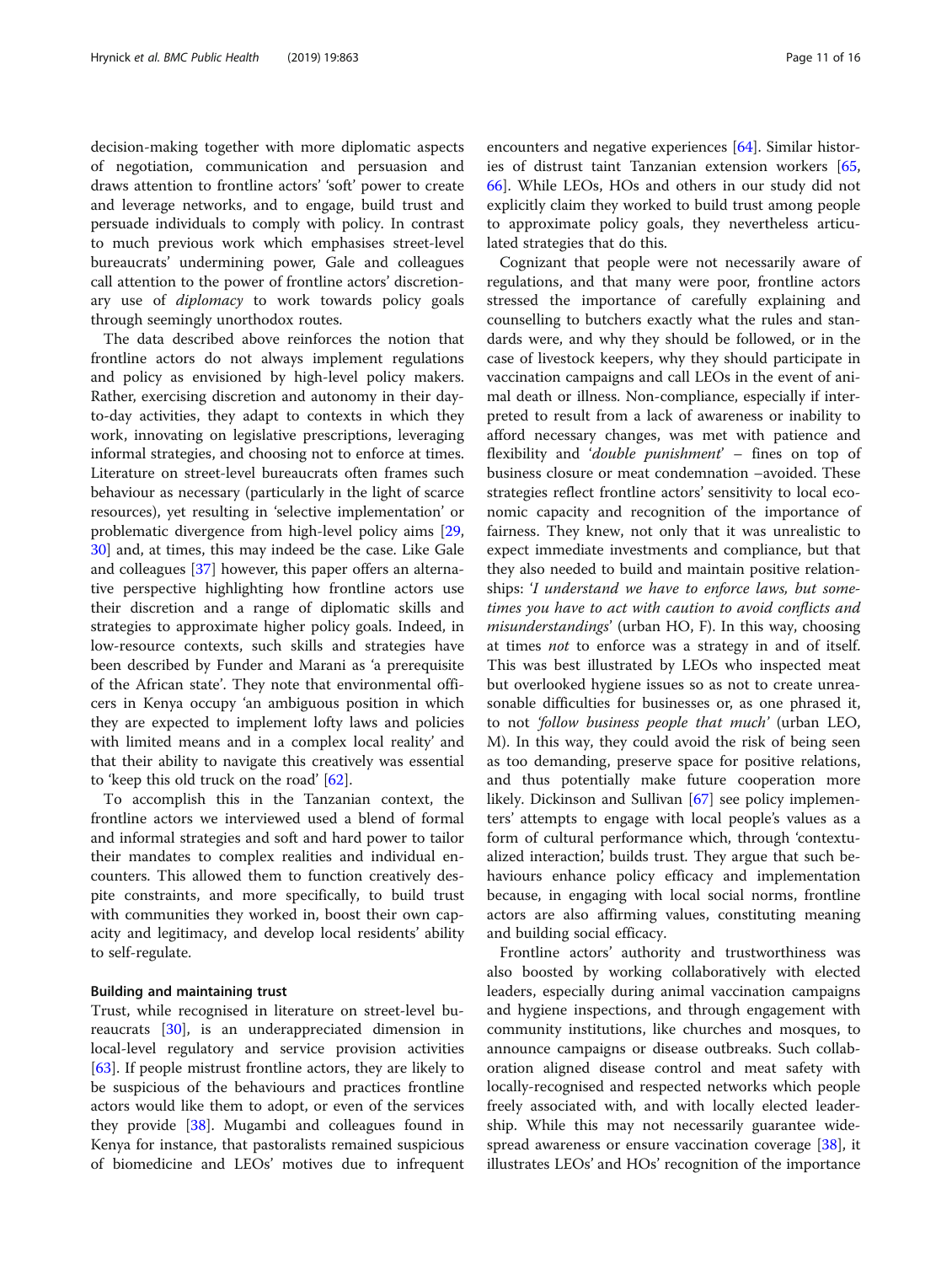decision-making together with more diplomatic aspects of negotiation, communication and persuasion and draws attention to frontline actors' 'soft' power to create and leverage networks, and to engage, build trust and persuade individuals to comply with policy. In contrast to much previous work which emphasises street-level bureaucrats' undermining power, Gale and colleagues call attention to the power of frontline actors' discretionary use of *diplomacy* to work towards policy goals through seemingly unorthodox routes.

The data described above reinforces the notion that frontline actors do not always implement regulations and policy as envisioned by high-level policy makers. Rather, exercising discretion and autonomy in their day-to-day activities, they adapt to contexts in which they work, innovating on legislative prescriptions, leveraging informal strategies, and choosing not to enforce at times. Literature on street-level bureaucrats often frames such behaviour as necessary (particularly in the light of scarce resources), yet resulting in 'selective implementation' or problematic divergence from high-level policy aims [29, 30] and, at times, this may indeed be the case. Like Gale and colleagues [37] however, this paper offers an alternative perspective highlighting how frontline actors use their discretion and a range of diplomatic skills and strategies to approximate higher policy goals. Indeed, in low-resource contexts, such skills and strategies have been described by Funder and Marani as 'a prerequisite of the African state'. They note that environmental officers in Kenya occupy 'an ambiguous position in which they are expected to implement lofty laws and policies with limited means and in a complex local reality' and that their ability to navigate this creatively was essential to 'keep this old truck on the road' [62].

To accomplish this in the Tanzanian context, the frontline actors we interviewed used a blend of formal and informal strategies and soft and hard power to tailor their mandates to complex realities and individual encounters. This allowed them to function creatively despite constraints, and more specifically, to build trust with communities they worked in, boost their own capacity and legitimacy, and develop local residents' ability to self-regulate.

#### Building and maintaining trust

Trust, while recognised in literature on street-level bureaucrats [30], is an underappreciated dimension in local-level regulatory and service provision activities [63]. If people mistrust frontline actors, they are likely to be suspicious of the behaviours and practices frontline actors would like them to adopt, or even of the services they provide [38]. Mugambi and colleagues found in Kenya for instance, that pastoralists remained suspicious of biomedicine and LEOs' motives due to infrequent encounters and negative experiences [64]. Similar histories of distrust taint Tanzanian extension workers [65, 66]. While LEOs, HOs and others in our study did not explicitly claim they worked to build trust among people to approximate policy goals, they nevertheless articulated strategies that do this.

Cognizant that people were not necessarily aware of regulations, and that many were poor, frontline actors stressed the importance of carefully explaining and counselling to butchers exactly what the rules and standards were, and why they should be followed, or in the case of livestock keepers, why they should participate in vaccination campaigns and call LEOs in the event of animal death or illness. Non-compliance, especially if interpreted to result from a lack of awareness or inability to afford necessary changes, was met with patience and flexibility and '*double punishment*' – fines on top of business closure or meat condemnation –avoided. These strategies reflect frontline actors' sensitivity to local economic capacity and recognition of the importance of fairness. They knew, not only that it was unrealistic to expect immediate investments and compliance, but that they also needed to build and maintain positive relationships: '*I understand we have to enforce laws, but sometimes you have to act with caution to avoid conflicts and misunderstandings*' (urban HO, F). In this way, choosing at times *not* to enforce was a strategy in and of itself. This was best illustrated by LEOs who inspected meat but overlooked hygiene issues so as not to create unreasonable difficulties for businesses or, as one phrased it, to not *'follow business people that much'* (urban LEO, M). In this way, they could avoid the risk of being seen as too demanding, preserve space for positive relations, and thus potentially make future cooperation more likely. Dickinson and Sullivan [67] see policy implementers' attempts to engage with local people's values as a form of cultural performance which, through 'contextualized interaction', builds trust. They argue that such behaviours enhance policy efficacy and implementation because, in engaging with local social norms, frontline actors are also affirming values, constituting meaning and building social efficacy.

Frontline actors' authority and trustworthiness was also boosted by working collaboratively with elected leaders, especially during animal vaccination campaigns and hygiene inspections, and through engagement with community institutions, like churches and mosques, to announce campaigns or disease outbreaks. Such collaboration aligned disease control and meat safety with locally-recognised and respected networks which people freely associated with, and with locally elected leadership. While this may not necessarily guarantee widespread awareness or ensure vaccination coverage [38], it illustrates LEOs' and HOs' recognition of the importance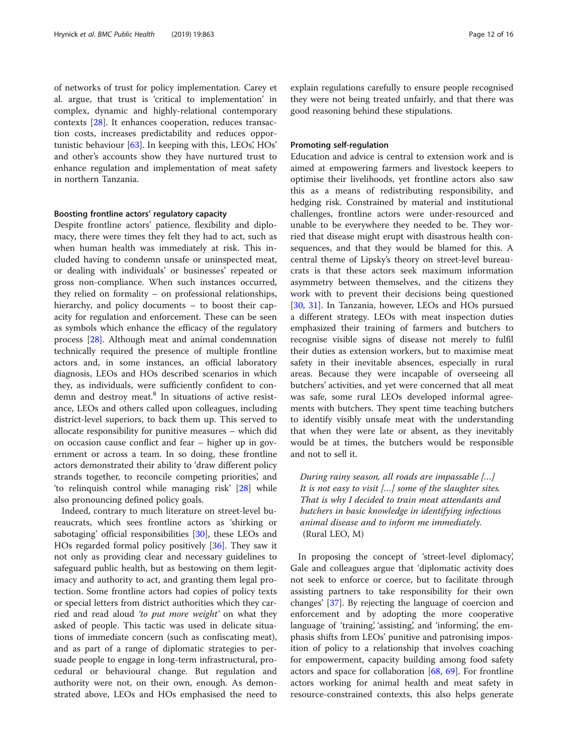of networks of trust for policy implementation. Carey et al. argue, that trust is 'critical to implementation' in complex, dynamic and highly-relational contemporary contexts [28]. It enhances cooperation, reduces transaction costs, increases predictability and reduces opportunistic behaviour [63]. In keeping with this, LEOs', HOs' and other's accounts show they have nurtured trust to enhance regulation and implementation of meat safety in northern Tanzania.

#### Boosting frontline actors' regulatory capacity

Despite frontline actors' patience, flexibility and diplomacy, there were times they felt they had to act, such as when human health was immediately at risk. This included having to condemn unsafe or uninspected meat, or dealing with individuals' or businesses' repeated or gross non-compliance. When such instances occurred, they relied on formality – on professional relationships, hierarchy, and policy documents – to boost their capacity for regulation and enforcement. These can be seen as symbols which enhance the efficacy of the regulatory process [28]. Although meat and animal condemnation technically required the presence of multiple frontline actors and, in some instances, an official laboratory diagnosis, LEOs and HOs described scenarios in which they, as individuals, were sufficiently confident to condemn and destroy meat.[8] In situations of active resistance, LEOs and others called upon colleagues, including district-level superiors, to back them up. This served to allocate responsibility for punitive measures – which did on occasion cause conflict and fear – higher up in government or across a team. In so doing, these frontline actors demonstrated their ability to 'draw different policy strands together, to reconcile competing priorities', and 'to relinquish control while managing risk' [28] while also pronouncing defined policy goals.

Indeed, contrary to much literature on street-level bureaucrats, which sees frontline actors as 'shirking or sabotaging' official responsibilities [30], these LEOs and HOs regarded formal policy positively [36]. They saw it not only as providing clear and necessary guidelines to safeguard public health, but as bestowing on them legitimacy and authority to act, and granting them legal protection. Some frontline actors had copies of policy texts or special letters from district authorities which they carried and read aloud *'to put more weight'* on what they asked of people. This tactic was used in delicate situations of immediate concern (such as confiscating meat), and as part of a range of diplomatic strategies to persuade people to engage in long-term infrastructural, procedural or behavioural change. But regulation and authority were not, on their own, enough. As demonstrated above, LEOs and HOs emphasised the need to explain regulations carefully to ensure people recognised they were not being treated unfairly, and that there was good reasoning behind these stipulations.

#### Promoting self-regulation

Education and advice is central to extension work and is aimed at empowering farmers and livestock keepers to optimise their livelihoods, yet frontline actors also saw this as a means of redistributing responsibility, and hedging risk. Constrained by material and institutional challenges, frontline actors were under-resourced and unable to be everywhere they needed to be. They worried that disease might erupt with disastrous health consequences, and that they would be blamed for this. A central theme of Lipsky's theory on street-level bureaucrats is that these actors seek maximum information asymmetry between themselves, and the citizens they work with to prevent their decisions being questioned [30, 31]. In Tanzania, however, LEOs and HOs pursued a different strategy. LEOs with meat inspection duties emphasized their training of farmers and butchers to recognise visible signs of disease not merely to fulfil their duties as extension workers, but to maximise meat safety in their inevitable absences, especially in rural areas. Because they were incapable of overseeing all butchers' activities, and yet were concerned that all meat was safe, some rural LEOs developed informal agreements with butchers. They spent time teaching butchers to identify visibly unsafe meat with the understanding that when they were late or absent, as they inevitably would be at times, the butchers would be responsible and not to sell it.

> *During rainy season, all roads are impassable [...] It is not easy to visit [...] some of the slaughter sites. That is why I decided to train meat attendants and butchers in basic knowledge in identifying infectious animal disease and to inform me immediately.*
> (Rural LEO, M)

In proposing the concept of 'street-level diplomacy', Gale and colleagues argue that 'diplomatic activity does not seek to enforce or coerce, but to facilitate through assisting partners to take responsibility for their own changes' [37]. By rejecting the language of coercion and enforcement and by adopting the more cooperative language of 'training', 'assisting', and 'informing', the emphasis shifts from LEOs' punitive and patronising imposition of policy to a relationship that involves coaching for empowerment, capacity building among food safety actors and space for collaboration [68, 69]. For frontline actors working for animal health and meat safety in resource-constrained contexts, this also helps generate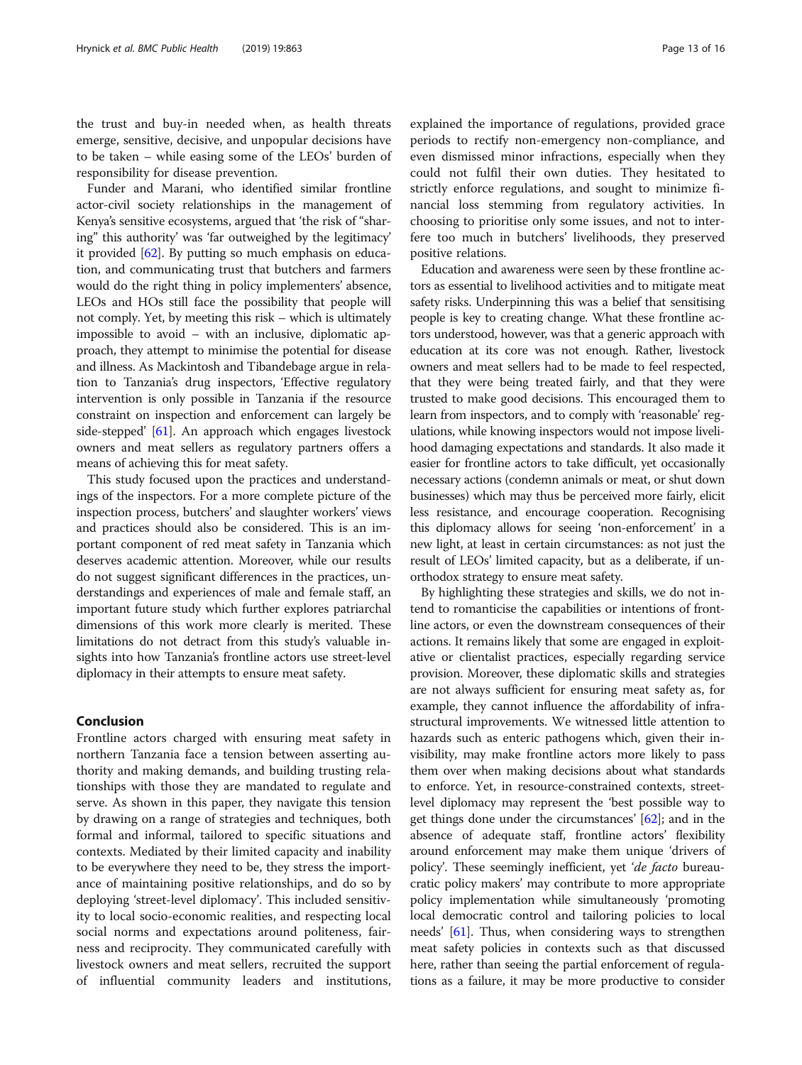the trust and buy-in needed when, as health threats emerge, sensitive, decisive, and unpopular decisions have to be taken – while easing some of the LEOs' burden of responsibility for disease prevention.

Funder and Marani, who identified similar frontline actor-civil society relationships in the management of Kenya's sensitive ecosystems, argued that 'the risk of "sharing" this authority' was 'far outweighed by the legitimacy' it provided [62]. By putting so much emphasis on education, and communicating trust that butchers and farmers would do the right thing in policy implementers' absence, LEOs and HOs still face the possibility that people will not comply. Yet, by meeting this risk – which is ultimately impossible to avoid – with an inclusive, diplomatic approach, they attempt to minimise the potential for disease and illness. As Mackintosh and Tibandebage argue in relation to Tanzania's drug inspectors, 'Effective regulatory intervention is only possible in Tanzania if the resource constraint on inspection and enforcement can largely be side-stepped' [61]. An approach which engages livestock owners and meat sellers as regulatory partners offers a means of achieving this for meat safety.

This study focused upon the practices and understandings of the inspectors. For a more complete picture of the inspection process, butchers' and slaughter workers' views and practices should also be considered. This is an important component of red meat safety in Tanzania which deserves academic attention. Moreover, while our results do not suggest significant differences in the practices, understandings and experiences of male and female staff, an important future study which further explores patriarchal dimensions of this work more clearly is merited. These limitations do not detract from this study's valuable insights into how Tanzania's frontline actors use street-level diplomacy in their attempts to ensure meat safety.

## Conclusion

Frontline actors charged with ensuring meat safety in northern Tanzania face a tension between asserting authority and making demands, and building trusting relationships with those they are mandated to regulate and serve. As shown in this paper, they navigate this tension by drawing on a range of strategies and techniques, both formal and informal, tailored to specific situations and contexts. Mediated by their limited capacity and inability to be everywhere they need to be, they stress the importance of maintaining positive relationships, and do so by deploying 'street-level diplomacy'. This included sensitivity to local socio-economic realities, and respecting local social norms and expectations around politeness, fairness and reciprocity. They communicated carefully with livestock owners and meat sellers, recruited the support of influential community leaders and institutions, explained the importance of regulations, provided grace periods to rectify non-emergency non-compliance, and even dismissed minor infractions, especially when they could not fulfil their own duties. They hesitated to strictly enforce regulations, and sought to minimize financial loss stemming from regulatory activities. In choosing to prioritise only some issues, and not to interfere too much in butchers' livelihoods, they preserved positive relations.

Education and awareness were seen by these frontline actors as essential to livelihood activities and to mitigate meat safety risks. Underpinning this was a belief that sensitising people is key to creating change. What these frontline actors understood, however, was that a generic approach with education at its core was not enough. Rather, livestock owners and meat sellers had to be made to feel respected, that they were being treated fairly, and that they were trusted to make good decisions. This encouraged them to learn from inspectors, and to comply with 'reasonable' regulations, while knowing inspectors would not impose livelihood damaging expectations and standards. It also made it easier for frontline actors to take difficult, yet occasionally necessary actions (condemn animals or meat, or shut down businesses) which may thus be perceived more fairly, elicit less resistance, and encourage cooperation. Recognising this diplomacy allows for seeing 'non-enforcement' in a new light, at least in certain circumstances: as not just the result of LEOs' limited capacity, but as a deliberate, if unorthodox strategy to ensure meat safety.

By highlighting these strategies and skills, we do not intend to romanticise the capabilities or intentions of frontline actors, or even the downstream consequences of their actions. It remains likely that some are engaged in exploitative or clientalist practices, especially regarding service provision. Moreover, these diplomatic skills and strategies are not always sufficient for ensuring meat safety as, for example, they cannot influence the affordability of infrastructural improvements. We witnessed little attention to hazards such as enteric pathogens which, given their invisibility, may make frontline actors more likely to pass them over when making decisions about what standards to enforce. Yet, in resource-constrained contexts, street-level diplomacy may represent the 'best possible way to get things done under the circumstances' [62]; and in the absence of adequate staff, frontline actors' flexibility around enforcement may make them unique 'drivers of policy'. These seemingly inefficient, yet '*de facto* bureaucratic policy makers' may contribute to more appropriate policy implementation while simultaneously 'promoting local democratic control and tailoring policies to local needs' [61]. Thus, when considering ways to strengthen meat safety policies in contexts such as that discussed here, rather than seeing the partial enforcement of regulations as a failure, it may be more productive to consider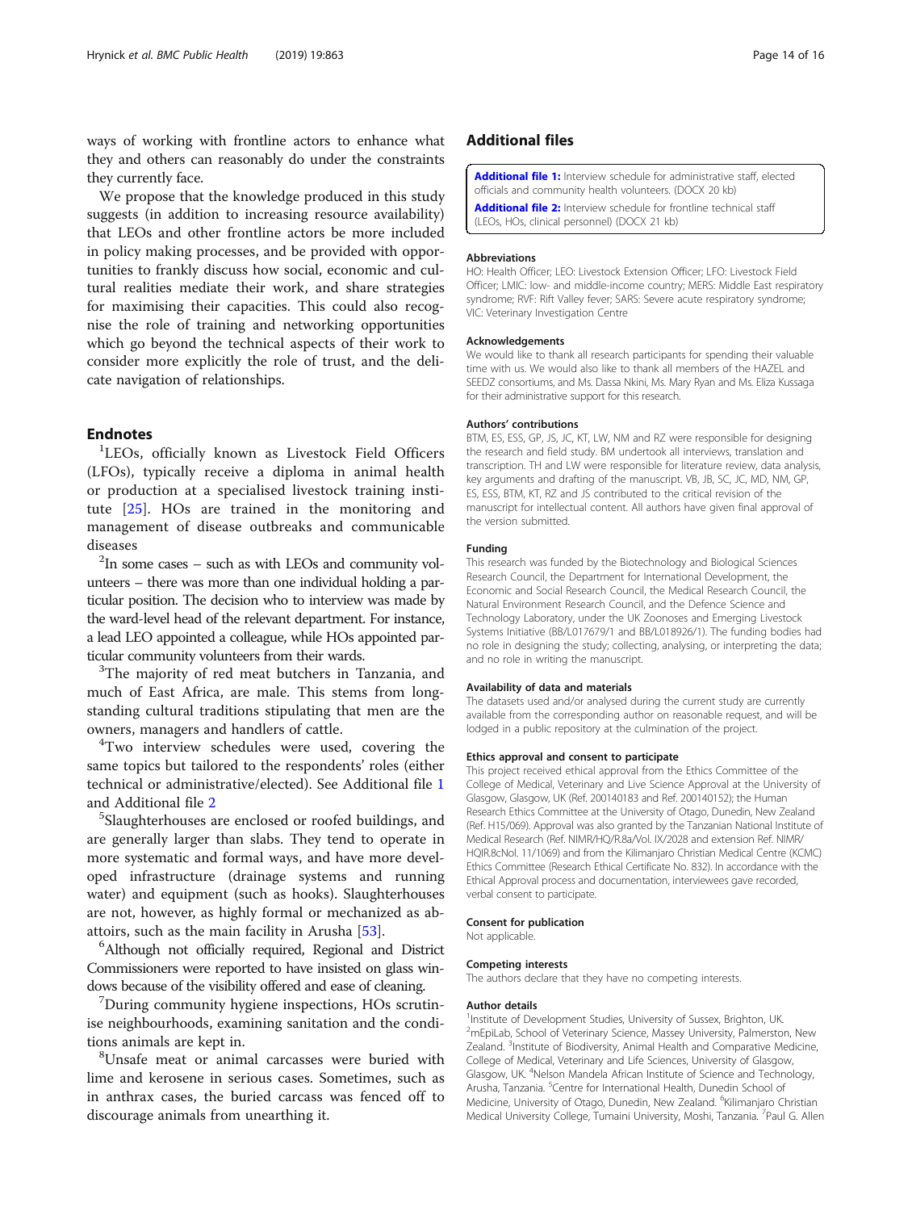ways of working with frontline actors to enhance what they and others can reasonably do under the constraints they currently face.

We propose that the knowledge produced in this study suggests (in addition to increasing resource availability) that LEOs and other frontline actors be more included in policy making processes, and be provided with opportunities to frankly discuss how social, economic and cultural realities mediate their work, and share strategies for maximising their capacities. This could also recognise the role of training and networking opportunities which go beyond the technical aspects of their work to consider more explicitly the role of trust, and the delicate navigation of relationships.

## Endnotes

[1]LEOs, officially known as Livestock Field Officers (LFOs), typically receive a diploma in animal health or production at a specialised livestock training institute [25]. HOs are trained in the monitoring and management of disease outbreaks and communicable diseases

[2]In some cases – such as with LEOs and community volunteers – there was more than one individual holding a particular position. The decision who to interview was made by the ward-level head of the relevant department. For instance, a lead LEO appointed a colleague, while HOs appointed particular community volunteers from their wards.

[3]The majority of red meat butchers in Tanzania, and much of East Africa, are male. This stems from longstanding cultural traditions stipulating that men are the owners, managers and handlers of cattle.

[4]Two interview schedules were used, covering the same topics but tailored to the respondents' roles (either technical or administrative/elected). See Additional file 1 and Additional file 2

[5]Slaughterhouses are enclosed or roofed buildings, and are generally larger than slabs. They tend to operate in more systematic and formal ways, and have more developed infrastructure (drainage systems and running water) and equipment (such as hooks). Slaughterhouses are not, however, as highly formal or mechanized as abattoirs, such as the main facility in Arusha [53].

[6]Although not officially required, Regional and District Commissioners were reported to have insisted on glass windows because of the visibility offered and ease of cleaning.

[7]During community hygiene inspections, HOs scrutinise neighbourhoods, examining sanitation and the conditions animals are kept in.

[8]Unsafe meat or animal carcasses were buried with lime and kerosene in serious cases. Sometimes, such as in anthrax cases, the buried carcass was fenced off to discourage animals from unearthing it.

## Additional files

**Additional file 1:** Interview schedule for administrative staff, elected officials and community health volunteers. (DOCX 20 kb)

**Additional file 2:** Interview schedule for frontline technical staff (LEOs, HOs, clinical personnel) (DOCX 21 kb)

### Abbreviations

HO: Health Officer; LEO: Livestock Extension Officer; LFO: Livestock Field Officer; LMIC: low- and middle-income country; MERS: Middle East respiratory syndrome; RVF: Rift Valley fever; SARS: Severe acute respiratory syndrome; VIC: Veterinary Investigation Centre

### Acknowledgements

We would like to thank all research participants for spending their valuable time with us. We would also like to thank all members of the HAZEL and SEEDZ consortiums, and Ms. Dassa Nkini, Ms. Mary Ryan and Ms. Eliza Kussaga for their administrative support for this research.

### Authors' contributions

BTM, ES, ESS, GP, JS, JC, KT, LW, NM and RZ were responsible for designing the research and field study. BM undertook all interviews, translation and transcription. TH and LW were responsible for literature review, data analysis, key arguments and drafting of the manuscript. VB, JB, SC, JC, MD, NM, GP, ES, ESS, BTM, KT, RZ and JS contributed to the critical revision of the manuscript for intellectual content. All authors have given final approval of the version submitted.

### Funding

This research was funded by the Biotechnology and Biological Sciences Research Council, the Department for International Development, the Economic and Social Research Council, the Medical Research Council, the Natural Environment Research Council, and the Defence Science and Technology Laboratory, under the UK Zoonoses and Emerging Livestock Systems Initiative (BB/L017679/1 and BB/L018926/1). The funding bodies had no role in designing the study; collecting, analysing, or interpreting the data; and no role in writing the manuscript.

### Availability of data and materials

The datasets used and/or analysed during the current study are currently available from the corresponding author on reasonable request, and will be lodged in a public repository at the culmination of the project.

### Ethics approval and consent to participate

This project received ethical approval from the Ethics Committee of the College of Medical, Veterinary and Live Science Approval at the University of Glasgow, Glasgow, UK (Ref. 200140183 and Ref. 200140152); the Human Research Ethics Committee at the University of Otago, Dunedin, New Zealand (Ref. H15/069). Approval was also granted by the Tanzanian National Institute of Medical Research (Ref. NIMR/HQ/R.8a/Vol. IX/2028 and extension Ref. NIMR/HQIR.8cNol. 11/1069) and from the Kilimanjaro Christian Medical Centre (KCMC) Ethics Committee (Research Ethical Certificate No. 832). In accordance with the Ethical Approval process and documentation, interviewees gave recorded, verbal consent to participate.

### Consent for publication

Not applicable.

### Competing interests

The authors declare that they have no competing interests.

### Author details

[1]Institute of Development Studies, University of Sussex, Brighton, UK. [2]mEpiLab, School of Veterinary Science, Massey University, Palmerston, New Zealand. [3]Institute of Biodiversity, Animal Health and Comparative Medicine, College of Medical, Veterinary and Life Sciences, University of Glasgow, Glasgow, UK. [4]Nelson Mandela African Institute of Science and Technology, Arusha, Tanzania. [5]Centre for International Health, Dunedin School of Medicine, University of Otago, Dunedin, New Zealand. [6]Kilimanjaro Christian Medical University College, Tumaini University, Moshi, Tanzania. [7]Paul G. Allen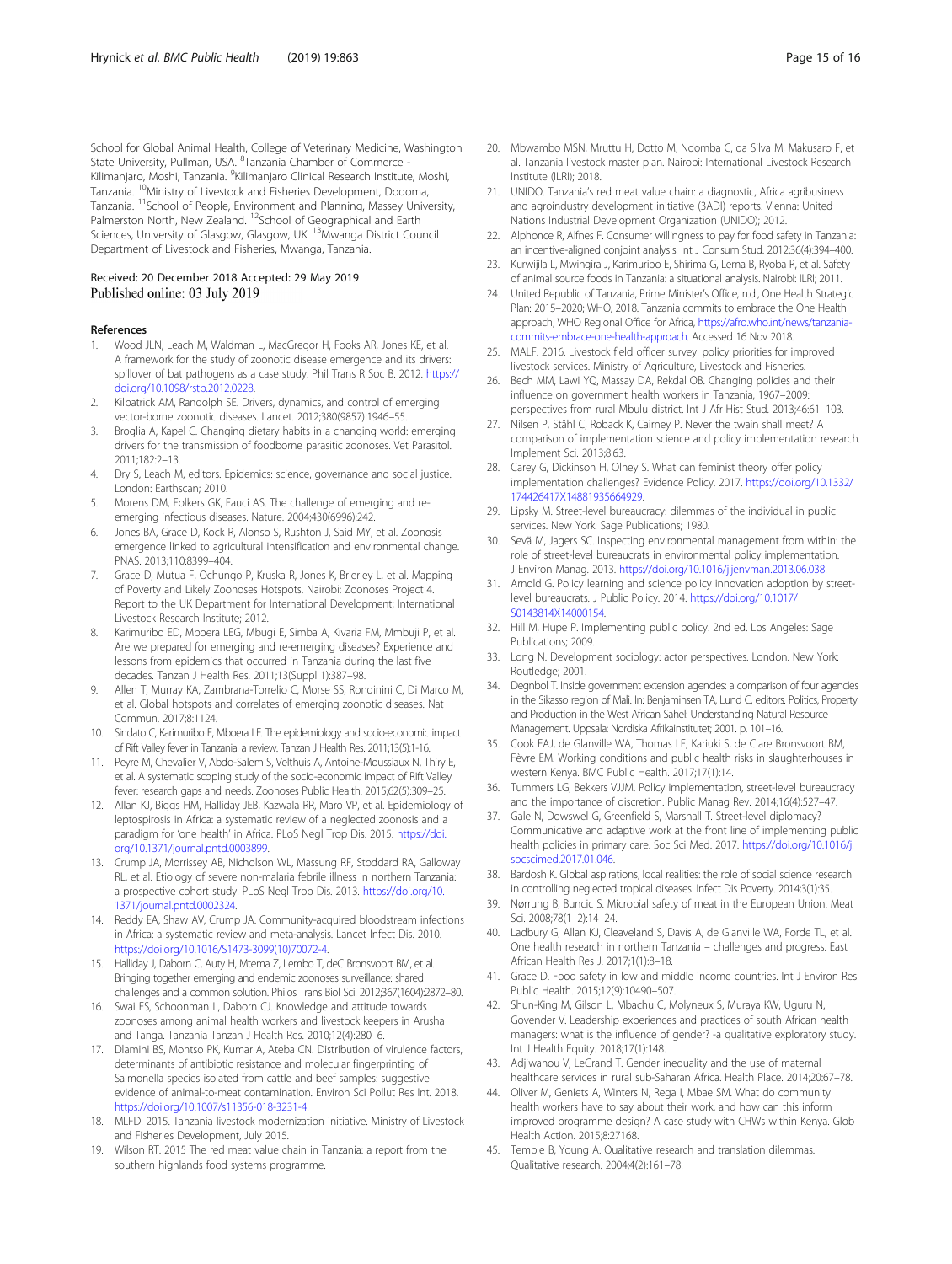School for Global Animal Health, College of Veterinary Medicine, Washington State University, Pullman, USA. [8]Tanzania Chamber of Commerce - Kilimanjaro, Moshi, Tanzania. [9]Kilimanjaro Clinical Research Institute, Moshi, Tanzania. [10]Ministry of Livestock and Fisheries Development, Dodoma, Tanzania. [11]School of People, Environment and Planning, Massey University, Palmerston North, New Zealand. [12]School of Geographical and Earth Sciences, University of Glasgow, Glasgow, UK. [13]Mwanga District Council Department of Livestock and Fisheries, Mwanga, Tanzania.

Received: 20 December 2018 Accepted: 29 May 2019
Published online: 03 July 2019

## References

1. Wood JLN, Leach M, Waldman L, MacGregor H, Fooks AR, Jones KE, et al. A framework for the study of zoonotic disease emergence and its drivers: spillover of bat pathogens as a case study. Phil Trans R Soc B. 2012. https://doi.org/10.1098/rstb.2012.0228.
2. Kilpatrick AM, Randolph SE. Drivers, dynamics, and control of emerging vector-borne zoonotic diseases. Lancet. 2012;380(9857):1946–55.
3. Broglia A, Kapel C. Changing dietary habits in a changing world: emerging drivers for the transmission of foodborne parasitic zoonoses. Vet Parasitol. 2011;182:2–13.
4. Dry S, Leach M, editors. Epidemics: science, governance and social justice. London: Earthscan; 2010.
5. Morens DM, Folkers GK, Fauci AS. The challenge of emerging and re-emerging infectious diseases. Nature. 2004;430(6996):242.
6. Jones BA, Grace D, Kock R, Alonso S, Rushton J, Said MY, et al. Zoonosis emergence linked to agricultural intensification and environmental change. PNAS. 2013;110:8399–404.
7. Grace D, Mutua F, Ochungo P, Kruska R, Jones K, Brierley L, et al. Mapping of Poverty and Likely Zoonoses Hotspots. Nairobi: Zoonoses Project 4. Report to the UK Department for International Development; International Livestock Research Institute; 2012.
8. Karimuribo ED, Mboera LEG, Mbugi E, Simba A, Kivaria FM, Mmbuji P, et al. Are we prepared for emerging and re-emerging diseases? Experience and lessons from epidemics that occurred in Tanzania during the last five decades. Tanzan J Health Res. 2011;13(Suppl 1):387–98.
9. Allen T, Murray KA, Zambrana-Torrelio C, Morse SS, Rondinini C, Di Marco M, et al. Global hotspots and correlates of emerging zoonotic diseases. Nat Commun. 2017;8:1124.
10. Sindato C, Karimuribo E, Mboera LE. The epidemiology and socio-economic impact of Rift Valley fever in Tanzania: a review. Tanzan J Health Res. 2011;13(5):1-16.
11. Peyre M, Chevalier V, Abdo-Salem S, Velthuis A, Antoine-Moussiaux N, Thiry E, et al. A systematic scoping study of the socio-economic impact of Rift Valley fever: research gaps and needs. Zoonoses Public Health. 2015;62(5):309–25.
12. Allan KJ, Biggs HM, Halliday JEB, Kazwala RR, Maro VP, et al. Epidemiology of leptospirosis in Africa: a systematic review of a neglected zoonosis and a paradigm for 'one health' in Africa. PLoS Negl Trop Dis. 2015. https://doi.org/10.1371/journal.pntd.0003899.
13. Crump JA, Morrissey AB, Nicholson WL, Massung RF, Stoddard RA, Galloway RL, et al. Etiology of severe non-malaria febrile illness in northern Tanzania: a prospective cohort study. PLoS Negl Trop Dis. 2013. https://doi.org/10.1371/journal.pntd.0002324.
14. Reddy EA, Shaw AV, Crump JA. Community-acquired bloodstream infections in Africa: a systematic review and meta-analysis. Lancet Infect Dis. 2010. https://doi.org/10.1016/S1473-3099(10)70072-4.
15. Halliday J, Daborn C, Auty H, Mtema Z, Lembo T, deC Bronsvoort BM, et al. Bringing together emerging and endemic zoonoses surveillance: shared challenges and a common solution. Philos Trans Biol Sci. 2012;367(1604):2872–80.
16. Swai ES, Schoonman L, Daborn CJ. Knowledge and attitude towards zoonoses among animal health workers and livestock keepers in Arusha and Tanga. Tanzania Tanzan J Health Res. 2010;12(4):280–6.
17. Dlamini BS, Montso PK, Kumar A, Ateba CN. Distribution of virulence factors, determinants of antibiotic resistance and molecular fingerprinting of Salmonella species isolated from cattle and beef samples: suggestive evidence of animal-to-meat contamination. Environ Sci Pollut Res Int. 2018. https://doi.org/10.1007/s11356-018-3231-4.
18. MLFD. 2015. Tanzania livestock modernization initiative. Ministry of Livestock and Fisheries Development, July 2015.
19. Wilson RT. 2015 The red meat value chain in Tanzania: a report from the southern highlands food systems programme.
20. Mbwambo MSN, Mruttu H, Dotto M, Ndomba C, da Silva M, Makusaro F, et al. Tanzania livestock master plan. Nairobi: International Livestock Research Institute (ILRI); 2018.
21. UNIDO. Tanzania's red meat value chain: a diagnostic, Africa agribusiness and agroindustry development initiative (3ADI) reports. Vienna: United Nations Industrial Development Organization (UNIDO); 2012.
22. Alphonce R, Alfnes F. Consumer willingness to pay for food safety in Tanzania: an incentive-aligned conjoint analysis. Int J Consum Stud. 2012;36(4):394–400.
23. Kurwijila L, Mwingira J, Karimuribo E, Shirima G, Lema B, Ryoba R, et al. Safety of animal source foods in Tanzania: a situational analysis. Nairobi: ILRI; 2011.
24. United Republic of Tanzania, Prime Minister's Office, n.d., One Health Strategic Plan: 2015–2020; WHO, 2018. Tanzania commits to embrace the One Health approach, WHO Regional Office for Africa, https://afro.who.int/news/tanzania-commits-embrace-one-health-approach. Accessed 16 Nov 2018.
25. MALF. 2016. Livestock field officer survey: policy priorities for improved livestock services. Ministry of Agriculture, Livestock and Fisheries.
26. Bech MM, Lawi YQ, Massay DA, Rekdal OB. Changing policies and their influence on government health workers in Tanzania, 1967–2009: perspectives from rural Mbulu district. Int J Afr Hist Stud. 2013;46:61–103.
27. Nilsen P, Ståhl C, Roback K, Cairney P. Never the twain shall meet? A comparison of implementation science and policy implementation research. Implement Sci. 2013;8:63.
28. Carey G, Dickinson H, Olney S. What can feminist theory offer policy implementation challenges? Evidence Policy. 2017. https://doi.org/10.1332/174426417X14881935664929.
29. Lipsky M. Street-level bureaucracy: dilemmas of the individual in public services. New York: Sage Publications; 1980.
30. Sevä M, Jagers SC. Inspecting environmental management from within: the role of street-level bureaucrats in environmental policy implementation. J Environ Manag. 2013. https://doi.org/10.1016/j.jenvman.2013.06.038.
31. Arnold G. Policy learning and science policy innovation adoption by street-level bureaucrats. J Public Policy. 2014. https://doi.org/10.1017/S0143814X14000154.
32. Hill M, Hupe P. Implementing public policy. 2nd ed. Los Angeles: Sage Publications; 2009.
33. Long N. Development sociology: actor perspectives. London. New York: Routledge; 2001.
34. Degnbol T. Inside government extension agencies: a comparison of four agencies in the Sikasso region of Mali. In: Benjaminsen TA, Lund C, editors. Politics, Property and Production in the West African Sahel: Understanding Natural Resource Management. Uppsala: Nordiska Afrikainstitutet; 2001. p. 101–16.
35. Cook EAJ, de Glanville WA, Thomas LF, Kariuki S, de Clare Bronsvoort BM, Fèvre EM. Working conditions and public health risks in slaughterhouses in western Kenya. BMC Public Health. 2017;17(1):14.
36. Tummers LG, Bekkers VJJM. Policy implementation, street-level bureaucracy and the importance of discretion. Public Manag Rev. 2014;16(4):527–47.
37. Gale N, Dowswel G, Greenfield S, Marshall T. Street-level diplomacy? Communicative and adaptive work at the front line of implementing public health policies in primary care. Soc Sci Med. 2017. https://doi.org/10.1016/j.socscimed.2017.01.046.
38. Bardosh K. Global aspirations, local realities: the role of social science research in controlling neglected tropical diseases. Infect Dis Poverty. 2014;3(1):35.
39. Nørrung B, Buncic S. Microbial safety of meat in the European Union. Meat Sci. 2008;78(1–2):14–24.
40. Ladbury G, Allan KJ, Cleaveland S, Davis A, de Glanville WA, Forde TL, et al. One health research in northern Tanzania – challenges and progress. East African Health Res J. 2017;1(1):8–18.
41. Grace D. Food safety in low and middle income countries. Int J Environ Res Public Health. 2015;12(9):10490–507.
42. Shun-King M, Gilson L, Mbachu C, Molyneux S, Muraya KW, Uguru N, Govender V. Leadership experiences and practices of south African health managers: what is the influence of gender? -a qualitative exploratory study. Int J Health Equity. 2018;17(1):148.
43. Adjiwanou V, LeGrand T. Gender inequality and the use of maternal healthcare services in rural sub-Saharan Africa. Health Place. 2014;20:67–78.
44. Oliver M, Geniets A, Winters N, Rega I, Mbae SM. What do community health workers have to say about their work, and how can this inform improved programme design? A case study with CHWs within Kenya. Glob Health Action. 2015;8:27168.
45. Temple B, Young A. Qualitative research and translation dilemmas. Qualitative research. 2004;4(2):161–78.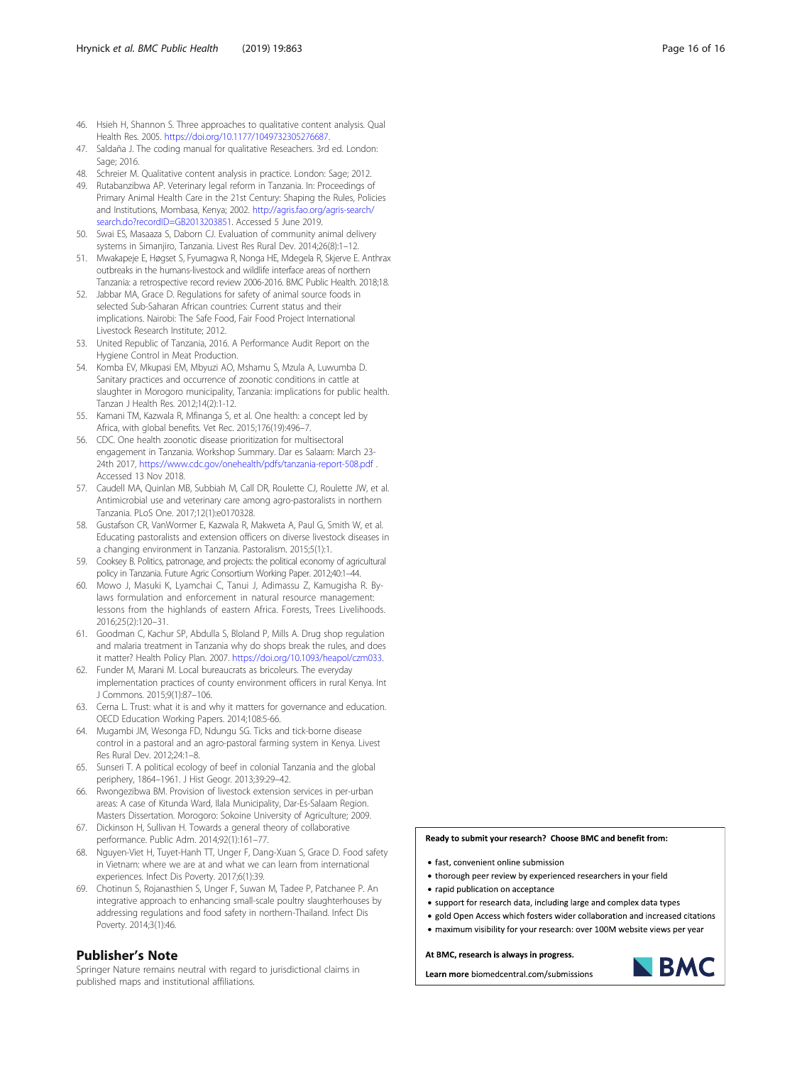46. Hsieh H, Shannon S. Three approaches to qualitative content analysis. Qual Health Res. 2005. https://doi.org/10.1177/1049732305276687.
47. Saldaña J. The coding manual for qualitative Reseachers. 3rd ed. London: Sage; 2016.
48. Schreier M. Qualitative content analysis in practice. London: Sage; 2012.
49. Rutabanzibwa AP. Veterinary legal reform in Tanzania. In: Proceedings of Primary Animal Health Care in the 21st Century: Shaping the Rules, Policies and Institutions, Mombasa, Kenya; 2002. http://agris.fao.org/agris-search/search.do?recordID=GB2013203851. Accessed 5 June 2019.
50. Swai ES, Masaaza S, Daborn CJ. Evaluation of community animal delivery systems in Simanjiro, Tanzania. Livest Res Rural Dev. 2014;26(8):1–12.
51. Mwakapeje E, Høgset S, Fyumagwa R, Nonga HE, Mdegela R, Skjerve E. Anthrax outbreaks in the humans-livestock and wildlife interface areas of northern Tanzania: a retrospective record review 2006-2016. BMC Public Health. 2018;18.
52. Jabbar MA, Grace D. Regulations for safety of animal source foods in selected Sub-Saharan African countries: Current status and their implications. Nairobi: The Safe Food, Fair Food Project International Livestock Research Institute; 2012.
53. United Republic of Tanzania, 2016. A Performance Audit Report on the Hygiene Control in Meat Production.
54. Komba EV, Mkupasi EM, Mbyuzi AO, Mshamu S, Mzula A, Luwumba D. Sanitary practices and occurrence of zoonotic conditions in cattle at slaughter in Morogoro municipality, Tanzania: implications for public health. Tanzan J Health Res. 2012;14(2):1-12.
55. Kamani TM, Kazwala R, Mfinanga S, et al. One health: a concept led by Africa, with global benefits. Vet Rec. 2015;176(19):496–7.
56. CDC. One health zoonotic disease prioritization for multisectoral engagement in Tanzania. Workshop Summary. Dar es Salaam: March 23-24th 2017, https://www.cdc.gov/onehealth/pdfs/tanzania-report-508.pdf . Accessed 13 Nov 2018.
57. Caudell MA, Quinlan MB, Subbiah M, Call DR, Roulette CJ, Roulette JW, et al. Antimicrobial use and veterinary care among agro-pastoralists in northern Tanzania. PLoS One. 2017;12(1):e0170328.
58. Gustafson CR, VanWormer E, Kazwala R, Makweta A, Paul G, Smith W, et al. Educating pastoralists and extension officers on diverse livestock diseases in a changing environment in Tanzania. Pastoralism. 2015;5(1):1.
59. Cooksey B. Politics, patronage, and projects: the political economy of agricultural policy in Tanzania. Future Agric Consortium Working Paper. 2012;40:1–44.
60. Mowo J, Masuki K, Lyamchai C, Tanui J, Adimassu Z, Kamugisha R. By-laws formulation and enforcement in natural resource management: lessons from the highlands of eastern Africa. Forests, Trees Livelihoods. 2016;25(2):120–31.
61. Goodman C, Kachur SP, Abdulla S, Bloland P, Mills A. Drug shop regulation and malaria treatment in Tanzania why do shops break the rules, and does it matter? Health Policy Plan. 2007. https://doi.org/10.1093/heapol/czm033.
62. Funder M, Marani M. Local bureaucrats as bricoleurs. The everyday implementation practices of county environment officers in rural Kenya. Int J Commons. 2015;9(1):87–106.
63. Cerna L. Trust: what it is and why it matters for governance and education. OECD Education Working Papers. 2014;108:5-66.
64. Mugambi JM, Wesonga FD, Ndungu SG. Ticks and tick-borne disease control in a pastoral and an agro-pastoral farming system in Kenya. Livest Res Rural Dev. 2012;24:1–8.
65. Sunseri T. A political ecology of beef in colonial Tanzania and the global periphery, 1864–1961. J Hist Geogr. 2013;39:29–42.
66. Rwongezibwa BM. Provision of livestock extension services in per-urban areas: A case of Kitunda Ward, Ilala Municipality, Dar-Es-Salaam Region. Masters Dissertation. Morogoro: Sokoine University of Agriculture; 2009.
67. Dickinson H, Sullivan H. Towards a general theory of collaborative performance. Public Adm. 2014;92(1):161–77.
68. Nguyen-Viet H, Tuyet-Hanh TT, Unger F, Dang-Xuan S, Grace D. Food safety in Vietnam: where we are at and what we can learn from international experiences. Infect Dis Poverty. 2017;6(1):39.
69. Chotinun S, Rojanasthien S, Unger F, Suwan M, Tadee P, Patchanee P. An integrative approach to enhancing small-scale poultry slaughterhouses by addressing regulations and food safety in northern-Thailand. Infect Dis Poverty. 2014;3(1):46.

## Publisher's Note

Springer Nature remains neutral with regard to jurisdictional claims in published maps and institutional affiliations.

**Ready to submit your research? Choose BMC and benefit from:**

- fast, convenient online submission
- thorough peer review by experienced researchers in your field
- rapid publication on acceptance
- support for research data, including large and complex data types
- gold Open Access which fosters wider collaboration and increased citations
- maximum visibility for your research: over 100M website views per year

**At BMC, research is always in progress.**

**Learn more** biomedcentral.com/submissions

BMC